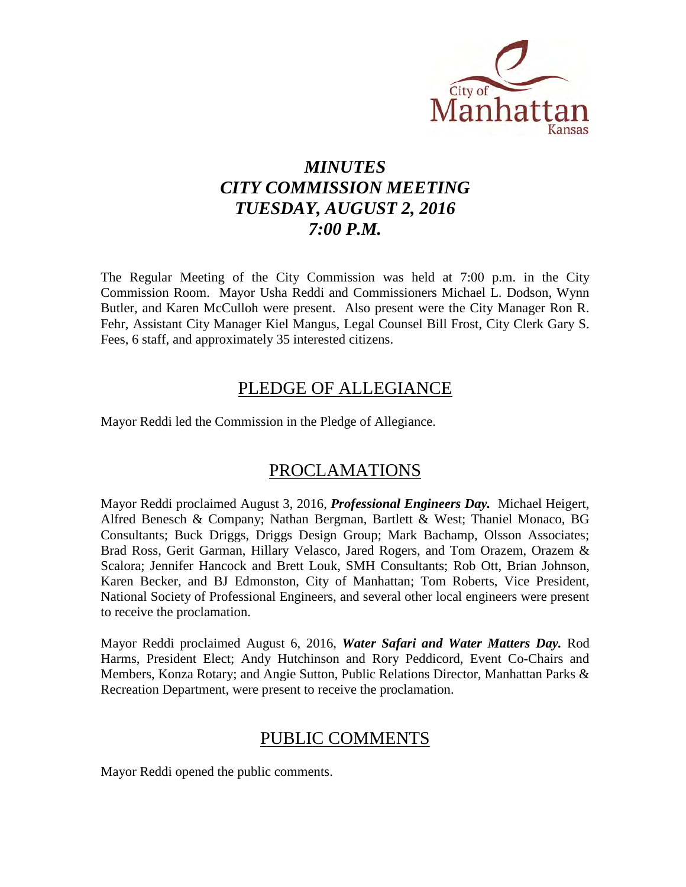City of Manhattan Kansas

# *MINUTES*
# *CITY COMMISSION MEETING*
# *TUESDAY, AUGUST 2, 2016*
# *7:00 P.M.*

The Regular Meeting of the City Commission was held at 7:00 p.m. in the City Commission Room. Mayor Usha Reddi and Commissioners Michael L. Dodson, Wynn Butler, and Karen McCulloh were present. Also present were the City Manager Ron R. Fehr, Assistant City Manager Kiel Mangus, Legal Counsel Bill Frost, City Clerk Gary S. Fees, 6 staff, and approximately 35 interested citizens.

## PLEDGE OF ALLEGIANCE

Mayor Reddi led the Commission in the Pledge of Allegiance.

## PROCLAMATIONS

Mayor Reddi proclaimed August 3, 2016, ***Professional Engineers Day.*** Michael Heigert, Alfred Benesch & Company; Nathan Bergman, Bartlett & West; Thaniel Monaco, BG Consultants; Buck Driggs, Driggs Design Group; Mark Bachamp, Olsson Associates; Brad Ross, Gerit Garman, Hillary Velasco, Jared Rogers, and Tom Orazem, Orazem & Scalora; Jennifer Hancock and Brett Louk, SMH Consultants; Rob Ott, Brian Johnson, Karen Becker, and BJ Edmonston, City of Manhattan; Tom Roberts, Vice President, National Society of Professional Engineers, and several other local engineers were present to receive the proclamation.

Mayor Reddi proclaimed August 6, 2016, ***Water Safari and Water Matters Day.*** Rod Harms, President Elect; Andy Hutchinson and Rory Peddicord, Event Co-Chairs and Members, Konza Rotary; and Angie Sutton, Public Relations Director, Manhattan Parks & Recreation Department, were present to receive the proclamation.

## PUBLIC COMMENTS

Mayor Reddi opened the public comments.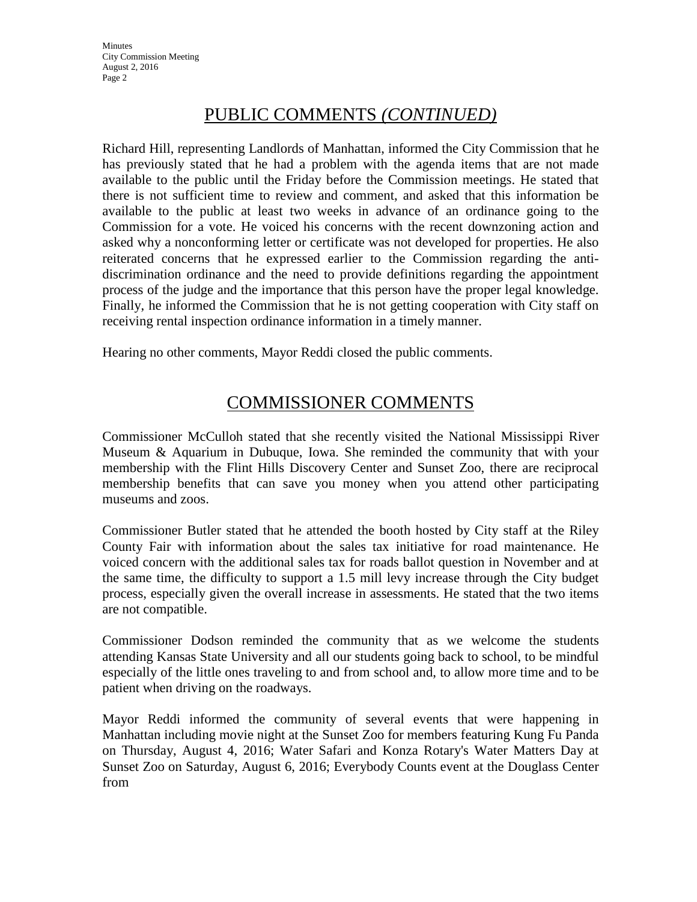## PUBLIC COMMENTS *(CONTINUED)*

Richard Hill, representing Landlords of Manhattan, informed the City Commission that he has previously stated that he had a problem with the agenda items that are not made available to the public until the Friday before the Commission meetings. He stated that there is not sufficient time to review and comment, and asked that this information be available to the public at least two weeks in advance of an ordinance going to the Commission for a vote. He voiced his concerns with the recent downzoning action and asked why a nonconforming letter or certificate was not developed for properties. He also reiterated concerns that he expressed earlier to the Commission regarding the anti-discrimination ordinance and the need to provide definitions regarding the appointment process of the judge and the importance that this person have the proper legal knowledge. Finally, he informed the Commission that he is not getting cooperation with City staff on receiving rental inspection ordinance information in a timely manner.

Hearing no other comments, Mayor Reddi closed the public comments.

## COMMISSIONER COMMENTS

Commissioner McCulloh stated that she recently visited the National Mississippi River Museum & Aquarium in Dubuque, Iowa. She reminded the community that with your membership with the Flint Hills Discovery Center and Sunset Zoo, there are reciprocal membership benefits that can save you money when you attend other participating museums and zoos.

Commissioner Butler stated that he attended the booth hosted by City staff at the Riley County Fair with information about the sales tax initiative for road maintenance. He voiced concern with the additional sales tax for roads ballot question in November and at the same time, the difficulty to support a 1.5 mill levy increase through the City budget process, especially given the overall increase in assessments. He stated that the two items are not compatible.

Commissioner Dodson reminded the community that as we welcome the students attending Kansas State University and all our students going back to school, to be mindful especially of the little ones traveling to and from school and, to allow more time and to be patient when driving on the roadways.

Mayor Reddi informed the community of several events that were happening in Manhattan including movie night at the Sunset Zoo for members featuring Kung Fu Panda on Thursday, August 4, 2016; Water Safari and Konza Rotary's Water Matters Day at Sunset Zoo on Saturday, August 6, 2016; Everybody Counts event at the Douglass Center from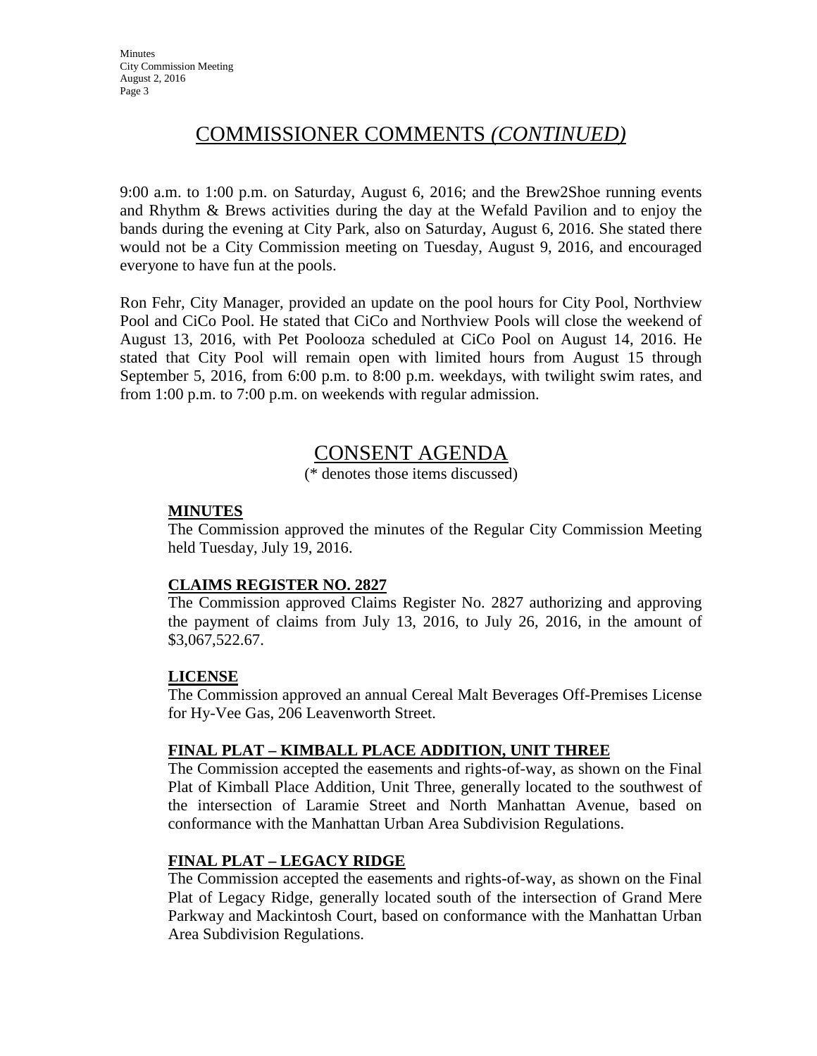## COMMISSIONER COMMENTS *(CONTINUED)*

9:00 a.m. to 1:00 p.m. on Saturday, August 6, 2016; and the Brew2Shoe running events and Rhythm & Brews activities during the day at the Wefald Pavilion and to enjoy the bands during the evening at City Park, also on Saturday, August 6, 2016. She stated there would not be a City Commission meeting on Tuesday, August 9, 2016, and encouraged everyone to have fun at the pools.

Ron Fehr, City Manager, provided an update on the pool hours for City Pool, Northview Pool and CiCo Pool. He stated that CiCo and Northview Pools will close the weekend of August 13, 2016, with Pet Poolooza scheduled at CiCo Pool on August 14, 2016. He stated that City Pool will remain open with limited hours from August 15 through September 5, 2016, from 6:00 p.m. to 8:00 p.m. weekdays, with twilight swim rates, and from 1:00 p.m. to 7:00 p.m. on weekends with regular admission.

## CONSENT AGENDA

(* denotes those items discussed)

**MINUTES**

The Commission approved the minutes of the Regular City Commission Meeting held Tuesday, July 19, 2016.

**CLAIMS REGISTER NO. 2827**

The Commission approved Claims Register No. 2827 authorizing and approving the payment of claims from July 13, 2016, to July 26, 2016, in the amount of $3,067,522.67.

**LICENSE**

The Commission approved an annual Cereal Malt Beverages Off-Premises License for Hy-Vee Gas, 206 Leavenworth Street.

**FINAL PLAT – KIMBALL PLACE ADDITION, UNIT THREE**

The Commission accepted the easements and rights-of-way, as shown on the Final Plat of Kimball Place Addition, Unit Three, generally located to the southwest of the intersection of Laramie Street and North Manhattan Avenue, based on conformance with the Manhattan Urban Area Subdivision Regulations.

**FINAL PLAT – LEGACY RIDGE**

The Commission accepted the easements and rights-of-way, as shown on the Final Plat of Legacy Ridge, generally located south of the intersection of Grand Mere Parkway and Mackintosh Court, based on conformance with the Manhattan Urban Area Subdivision Regulations.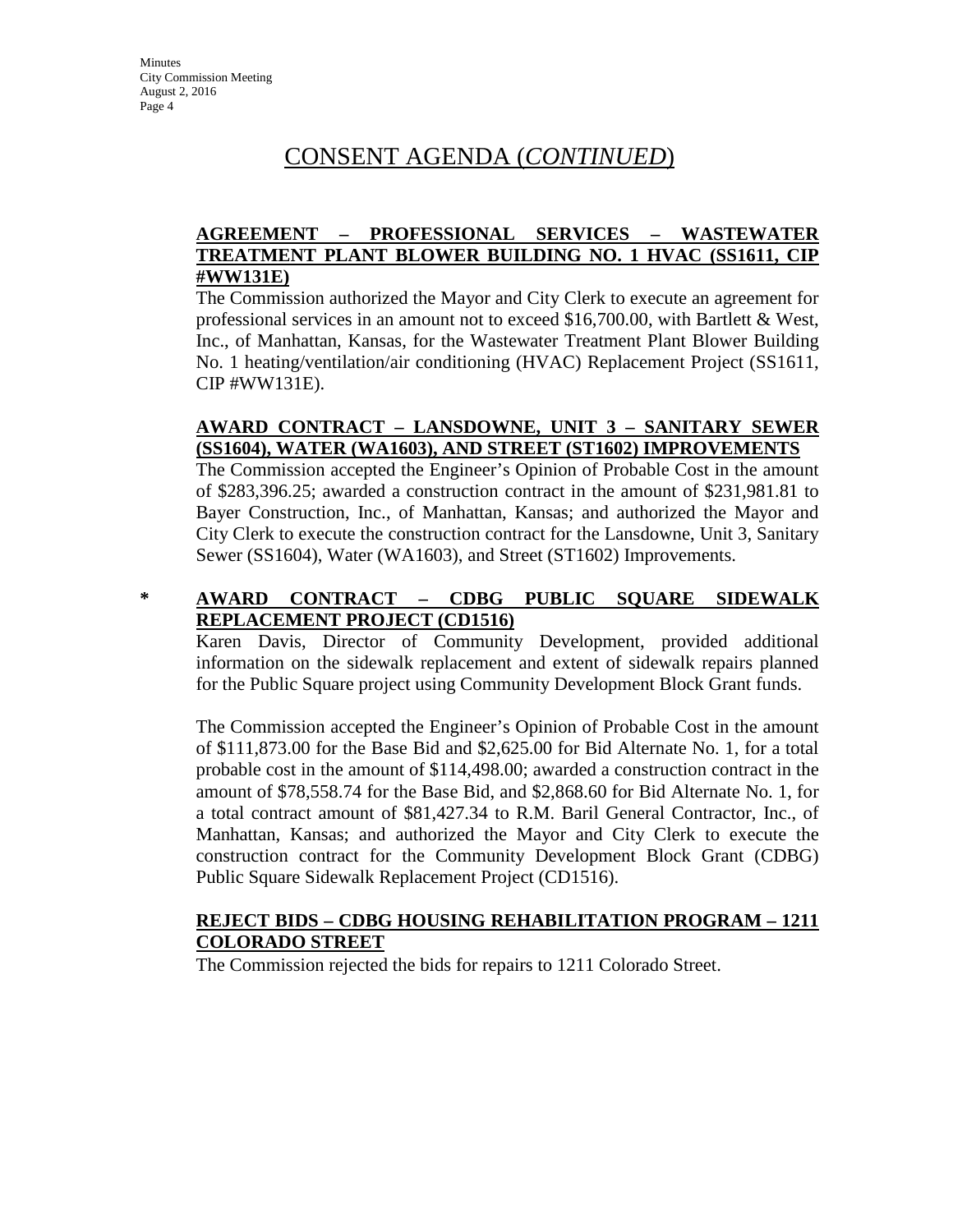# CONSENT AGENDA (*CONTINUED*)

**AGREEMENT – PROFESSIONAL SERVICES – WASTEWATER TREATMENT PLANT BLOWER BUILDING NO. 1 HVAC (SS1611, CIP #WW131E)**

The Commission authorized the Mayor and City Clerk to execute an agreement for professional services in an amount not to exceed $16,700.00, with Bartlett & West, Inc., of Manhattan, Kansas, for the Wastewater Treatment Plant Blower Building No. 1 heating/ventilation/air conditioning (HVAC) Replacement Project (SS1611, CIP #WW131E).

**AWARD CONTRACT – LANSDOWNE, UNIT 3 – SANITARY SEWER (SS1604), WATER (WA1603), AND STREET (ST1602) IMPROVEMENTS**

The Commission accepted the Engineer's Opinion of Probable Cost in the amount of $283,396.25; awarded a construction contract in the amount of $231,981.81 to Bayer Construction, Inc., of Manhattan, Kansas; and authorized the Mayor and City Clerk to execute the construction contract for the Lansdowne, Unit 3, Sanitary Sewer (SS1604), Water (WA1603), and Street (ST1602) Improvements.

\* **AWARD CONTRACT – CDBG PUBLIC SQUARE SIDEWALK REPLACEMENT PROJECT (CD1516)**

Karen Davis, Director of Community Development, provided additional information on the sidewalk replacement and extent of sidewalk repairs planned for the Public Square project using Community Development Block Grant funds.

The Commission accepted the Engineer's Opinion of Probable Cost in the amount of $111,873.00 for the Base Bid and $2,625.00 for Bid Alternate No. 1, for a total probable cost in the amount of $114,498.00; awarded a construction contract in the amount of $78,558.74 for the Base Bid, and $2,868.60 for Bid Alternate No. 1, for a total contract amount of $81,427.34 to R.M. Baril General Contractor, Inc., of Manhattan, Kansas; and authorized the Mayor and City Clerk to execute the construction contract for the Community Development Block Grant (CDBG) Public Square Sidewalk Replacement Project (CD1516).

**REJECT BIDS – CDBG HOUSING REHABILITATION PROGRAM – 1211 COLORADO STREET**

The Commission rejected the bids for repairs to 1211 Colorado Street.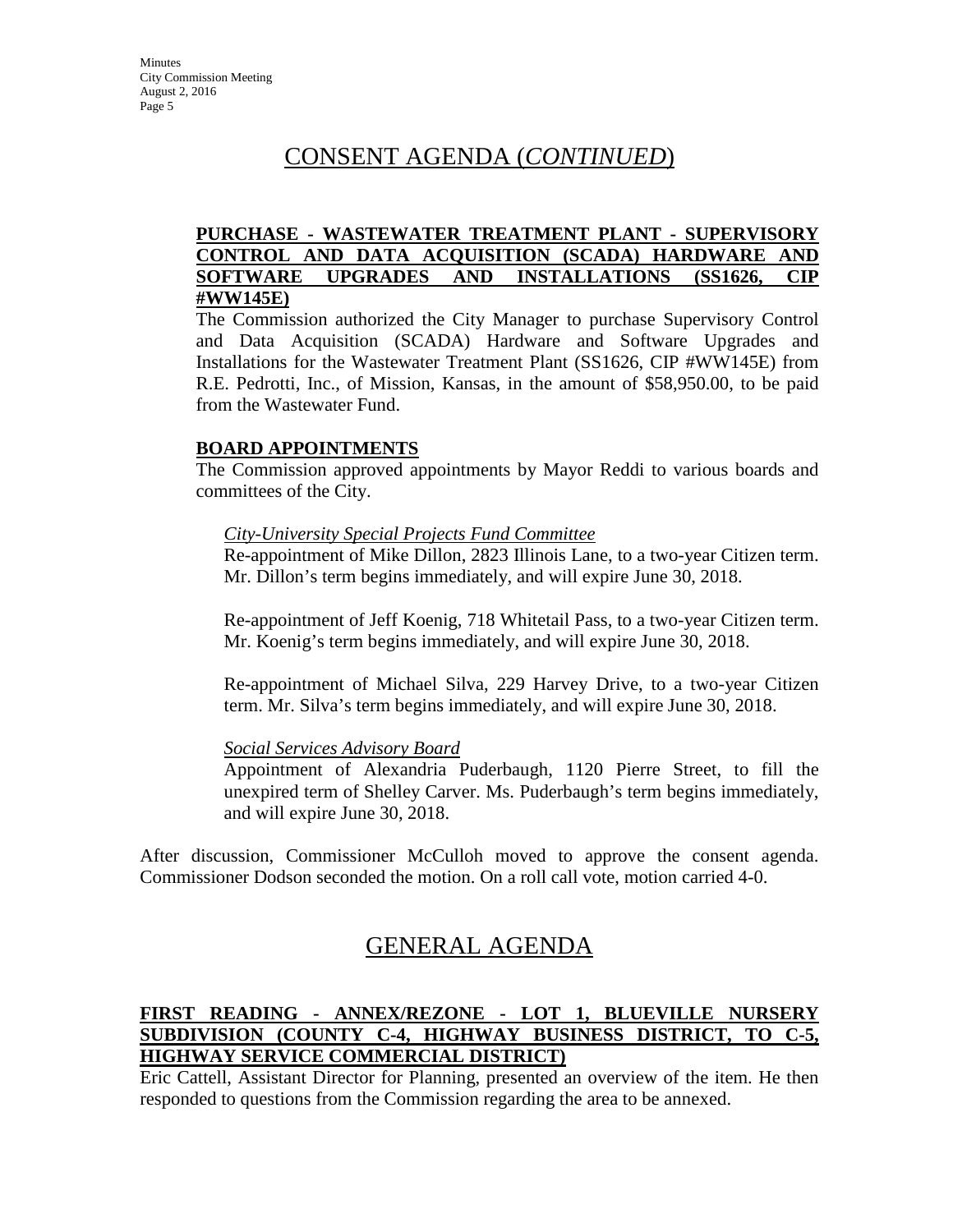# CONSENT AGENDA (*CONTINUED*)

**PURCHASE - WASTEWATER TREATMENT PLANT - SUPERVISORY CONTROL AND DATA ACQUISITION (SCADA) HARDWARE AND SOFTWARE UPGRADES AND INSTALLATIONS (SS1626, CIP #WW145E)**

The Commission authorized the City Manager to purchase Supervisory Control and Data Acquisition (SCADA) Hardware and Software Upgrades and Installations for the Wastewater Treatment Plant (SS1626, CIP #WW145E) from R.E. Pedrotti, Inc., of Mission, Kansas, in the amount of $58,950.00, to be paid from the Wastewater Fund.

**BOARD APPOINTMENTS**

The Commission approved appointments by Mayor Reddi to various boards and committees of the City.

*City-University Special Projects Fund Committee*

Re-appointment of Mike Dillon, 2823 Illinois Lane, to a two-year Citizen term. Mr. Dillon's term begins immediately, and will expire June 30, 2018.

Re-appointment of Jeff Koenig, 718 Whitetail Pass, to a two-year Citizen term. Mr. Koenig's term begins immediately, and will expire June 30, 2018.

Re-appointment of Michael Silva, 229 Harvey Drive, to a two-year Citizen term. Mr. Silva's term begins immediately, and will expire June 30, 2018.

*Social Services Advisory Board*

Appointment of Alexandria Puderbaugh, 1120 Pierre Street, to fill the unexpired term of Shelley Carver. Ms. Puderbaugh's term begins immediately, and will expire June 30, 2018.

After discussion, Commissioner McCulloh moved to approve the consent agenda. Commissioner Dodson seconded the motion. On a roll call vote, motion carried 4-0.

# GENERAL AGENDA

**FIRST READING - ANNEX/REZONE - LOT 1, BLUEVILLE NURSERY SUBDIVISION (COUNTY C-4, HIGHWAY BUSINESS DISTRICT, TO C-5, HIGHWAY SERVICE COMMERCIAL DISTRICT)**

Eric Cattell, Assistant Director for Planning, presented an overview of the item. He then responded to questions from the Commission regarding the area to be annexed.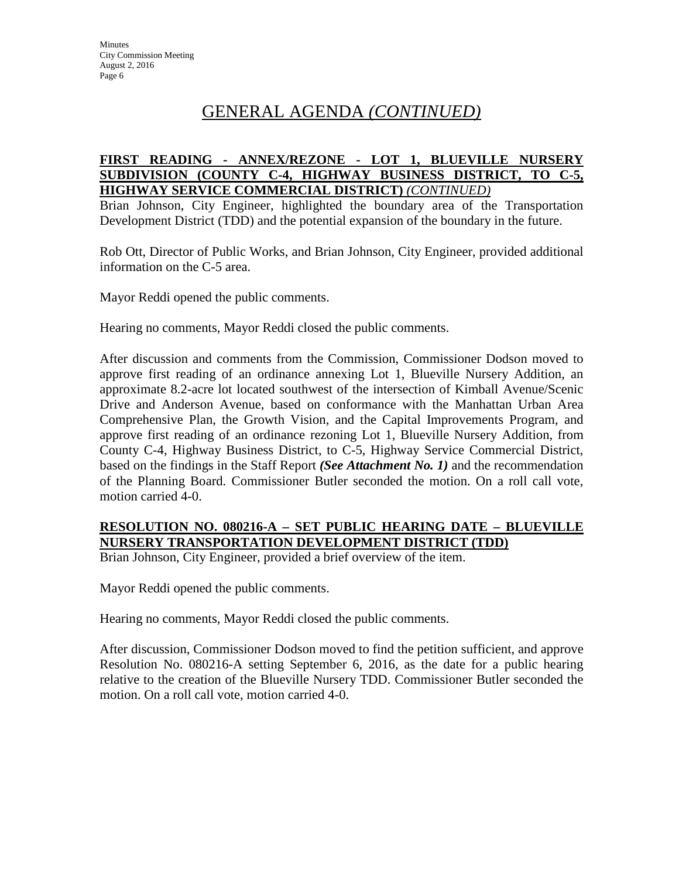## GENERAL AGENDA *(CONTINUED)*

**FIRST READING - ANNEX/REZONE - LOT 1, BLUEVILLE NURSERY SUBDIVISION (COUNTY C-4, HIGHWAY BUSINESS DISTRICT, TO C-5, HIGHWAY SERVICE COMMERCIAL DISTRICT)** ***(CONTINUED)***

Brian Johnson, City Engineer, highlighted the boundary area of the Transportation Development District (TDD) and the potential expansion of the boundary in the future.

Rob Ott, Director of Public Works, and Brian Johnson, City Engineer, provided additional information on the C-5 area.

Mayor Reddi opened the public comments.

Hearing no comments, Mayor Reddi closed the public comments.

After discussion and comments from the Commission, Commissioner Dodson moved to approve first reading of an ordinance annexing Lot 1, Blueville Nursery Addition, an approximate 8.2-acre lot located southwest of the intersection of Kimball Avenue/Scenic Drive and Anderson Avenue, based on conformance with the Manhattan Urban Area Comprehensive Plan, the Growth Vision, and the Capital Improvements Program, and approve first reading of an ordinance rezoning Lot 1, Blueville Nursery Addition, from County C-4, Highway Business District, to C-5, Highway Service Commercial District, based on the findings in the Staff Report ***(See Attachment No. 1)*** and the recommendation of the Planning Board. Commissioner Butler seconded the motion. On a roll call vote, motion carried 4-0.

**RESOLUTION NO. 080216-A – SET PUBLIC HEARING DATE – BLUEVILLE NURSERY TRANSPORTATION DEVELOPMENT DISTRICT (TDD)**

Brian Johnson, City Engineer, provided a brief overview of the item.

Mayor Reddi opened the public comments.

Hearing no comments, Mayor Reddi closed the public comments.

After discussion, Commissioner Dodson moved to find the petition sufficient, and approve Resolution No. 080216-A setting September 6, 2016, as the date for a public hearing relative to the creation of the Blueville Nursery TDD. Commissioner Butler seconded the motion. On a roll call vote, motion carried 4-0.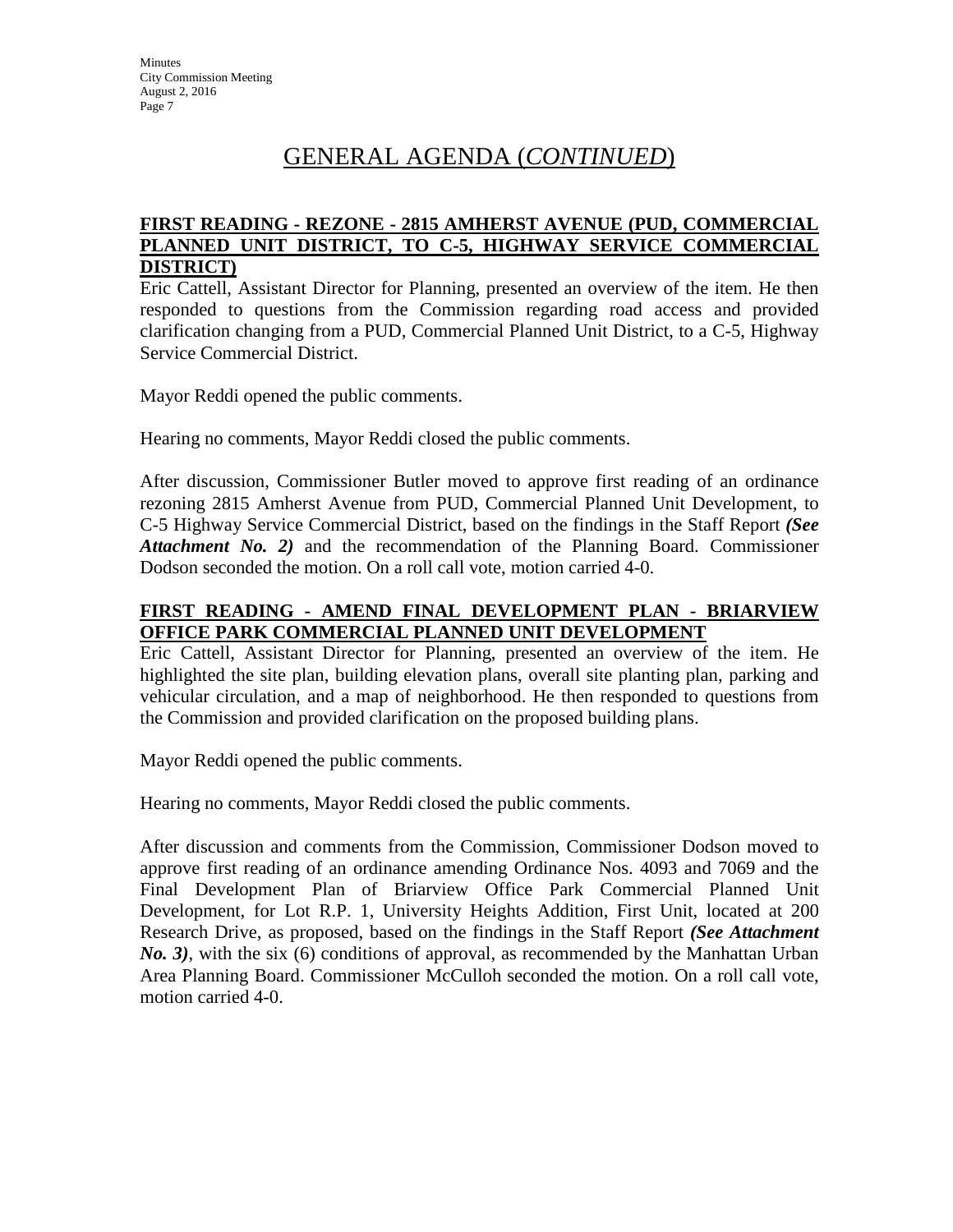## GENERAL AGENDA (*CONTINUED*)

**FIRST READING - REZONE - 2815 AMHERST AVENUE (PUD, COMMERCIAL PLANNED UNIT DISTRICT, TO C-5, HIGHWAY SERVICE COMMERCIAL DISTRICT)**

Eric Cattell, Assistant Director for Planning, presented an overview of the item. He then responded to questions from the Commission regarding road access and provided clarification changing from a PUD, Commercial Planned Unit District, to a C-5, Highway Service Commercial District.

Mayor Reddi opened the public comments.

Hearing no comments, Mayor Reddi closed the public comments.

After discussion, Commissioner Butler moved to approve first reading of an ordinance rezoning 2815 Amherst Avenue from PUD, Commercial Planned Unit Development, to C-5 Highway Service Commercial District, based on the findings in the Staff Report ***(See Attachment No. 2)*** and the recommendation of the Planning Board. Commissioner Dodson seconded the motion. On a roll call vote, motion carried 4-0.

**FIRST READING - AMEND FINAL DEVELOPMENT PLAN - BRIARVIEW OFFICE PARK COMMERCIAL PLANNED UNIT DEVELOPMENT**

Eric Cattell, Assistant Director for Planning, presented an overview of the item. He highlighted the site plan, building elevation plans, overall site planting plan, parking and vehicular circulation, and a map of neighborhood. He then responded to questions from the Commission and provided clarification on the proposed building plans.

Mayor Reddi opened the public comments.

Hearing no comments, Mayor Reddi closed the public comments.

After discussion and comments from the Commission, Commissioner Dodson moved to approve first reading of an ordinance amending Ordinance Nos. 4093 and 7069 and the Final Development Plan of Briarview Office Park Commercial Planned Unit Development, for Lot R.P. 1, University Heights Addition, First Unit, located at 200 Research Drive, as proposed, based on the findings in the Staff Report ***(See Attachment No. 3)***, with the six (6) conditions of approval, as recommended by the Manhattan Urban Area Planning Board. Commissioner McCulloh seconded the motion. On a roll call vote, motion carried 4-0.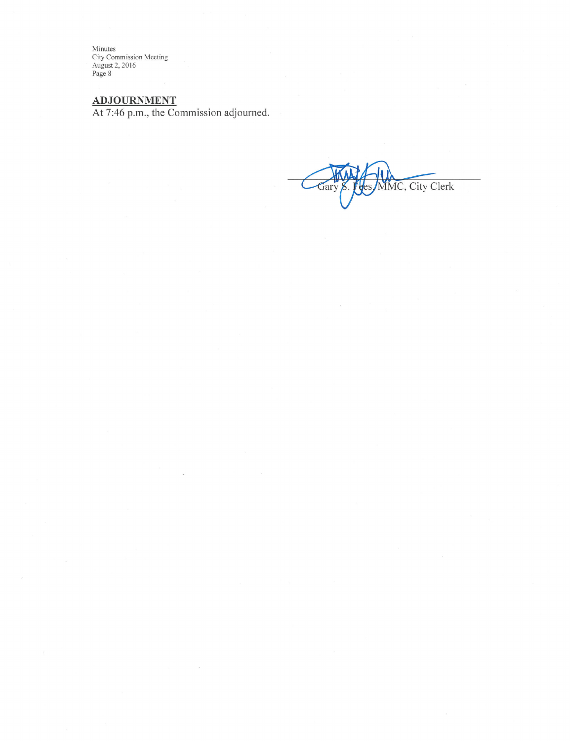## ADJOURNMENT

At 7:46 p.m., the Commission adjourned.

Gary S. Fees, MMC, City Clerk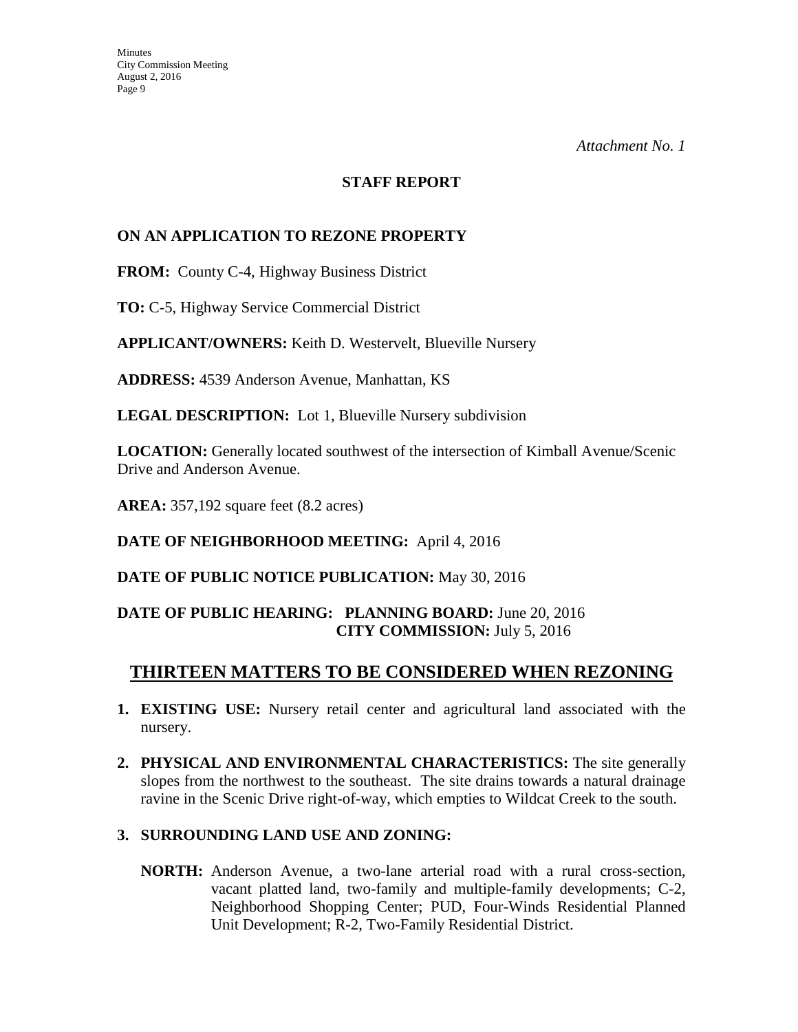*Attachment No. 1*

**STAFF REPORT**

**ON AN APPLICATION TO REZONE PROPERTY**

**FROM:** County C-4, Highway Business District

**TO:** C-5, Highway Service Commercial District

**APPLICANT/OWNERS:** Keith D. Westervelt, Blueville Nursery

**ADDRESS:** 4539 Anderson Avenue, Manhattan, KS

**LEGAL DESCRIPTION:** Lot 1, Blueville Nursery subdivision

**LOCATION:** Generally located southwest of the intersection of Kimball Avenue/Scenic Drive and Anderson Avenue.

**AREA:** 357,192 square feet (8.2 acres)

**DATE OF NEIGHBORHOOD MEETING:** April 4, 2016

**DATE OF PUBLIC NOTICE PUBLICATION:** May 30, 2016

**DATE OF PUBLIC HEARING: PLANNING BOARD:** June 20, 2016
**CITY COMMISSION:** July 5, 2016

## THIRTEEN MATTERS TO BE CONSIDERED WHEN REZONING

1. **EXISTING USE:** Nursery retail center and agricultural land associated with the nursery.

2. **PHYSICAL AND ENVIRONMENTAL CHARACTERISTICS:** The site generally slopes from the northwest to the southeast. The site drains towards a natural drainage ravine in the Scenic Drive right-of-way, which empties to Wildcat Creek to the south.

3. **SURROUNDING LAND USE AND ZONING:**

   **NORTH:** Anderson Avenue, a two-lane arterial road with a rural cross-section, vacant platted land, two-family and multiple-family developments; C-2, Neighborhood Shopping Center; PUD, Four-Winds Residential Planned Unit Development; R-2, Two-Family Residential District.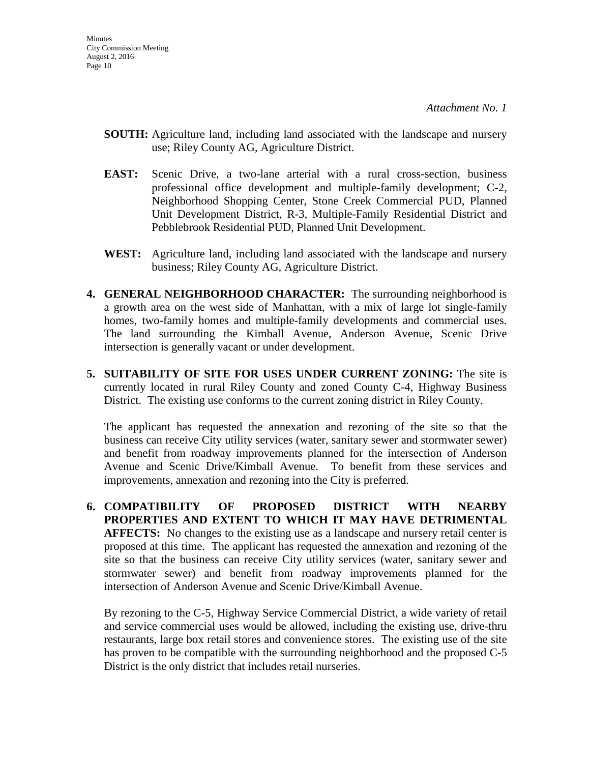*Attachment No. 1*

**SOUTH:** Agriculture land, including land associated with the landscape and nursery use; Riley County AG, Agriculture District.

**EAST:** Scenic Drive, a two-lane arterial with a rural cross-section, business professional office development and multiple-family development; C-2, Neighborhood Shopping Center, Stone Creek Commercial PUD, Planned Unit Development District, R-3, Multiple-Family Residential District and Pebblebrook Residential PUD, Planned Unit Development.

**WEST:** Agriculture land, including land associated with the landscape and nursery business; Riley County AG, Agriculture District.

4. **GENERAL NEIGHBORHOOD CHARACTER:** The surrounding neighborhood is a growth area on the west side of Manhattan, with a mix of large lot single-family homes, two-family homes and multiple-family developments and commercial uses. The land surrounding the Kimball Avenue, Anderson Avenue, Scenic Drive intersection is generally vacant or under development.

5. **SUITABILITY OF SITE FOR USES UNDER CURRENT ZONING:** The site is currently located in rural Riley County and zoned County C-4, Highway Business District. The existing use conforms to the current zoning district in Riley County.

   The applicant has requested the annexation and rezoning of the site so that the business can receive City utility services (water, sanitary sewer and stormwater sewer) and benefit from roadway improvements planned for the intersection of Anderson Avenue and Scenic Drive/Kimball Avenue. To benefit from these services and improvements, annexation and rezoning into the City is preferred.

6. **COMPATIBILITY OF PROPOSED DISTRICT WITH NEARBY PROPERTIES AND EXTENT TO WHICH IT MAY HAVE DETRIMENTAL AFFECTS:** No changes to the existing use as a landscape and nursery retail center is proposed at this time. The applicant has requested the annexation and rezoning of the site so that the business can receive City utility services (water, sanitary sewer and stormwater sewer) and benefit from roadway improvements planned for the intersection of Anderson Avenue and Scenic Drive/Kimball Avenue.

   By rezoning to the C-5, Highway Service Commercial District, a wide variety of retail and service commercial uses would be allowed, including the existing use, drive-thru restaurants, large box retail stores and convenience stores. The existing use of the site has proven to be compatible with the surrounding neighborhood and the proposed C-5 District is the only district that includes retail nurseries.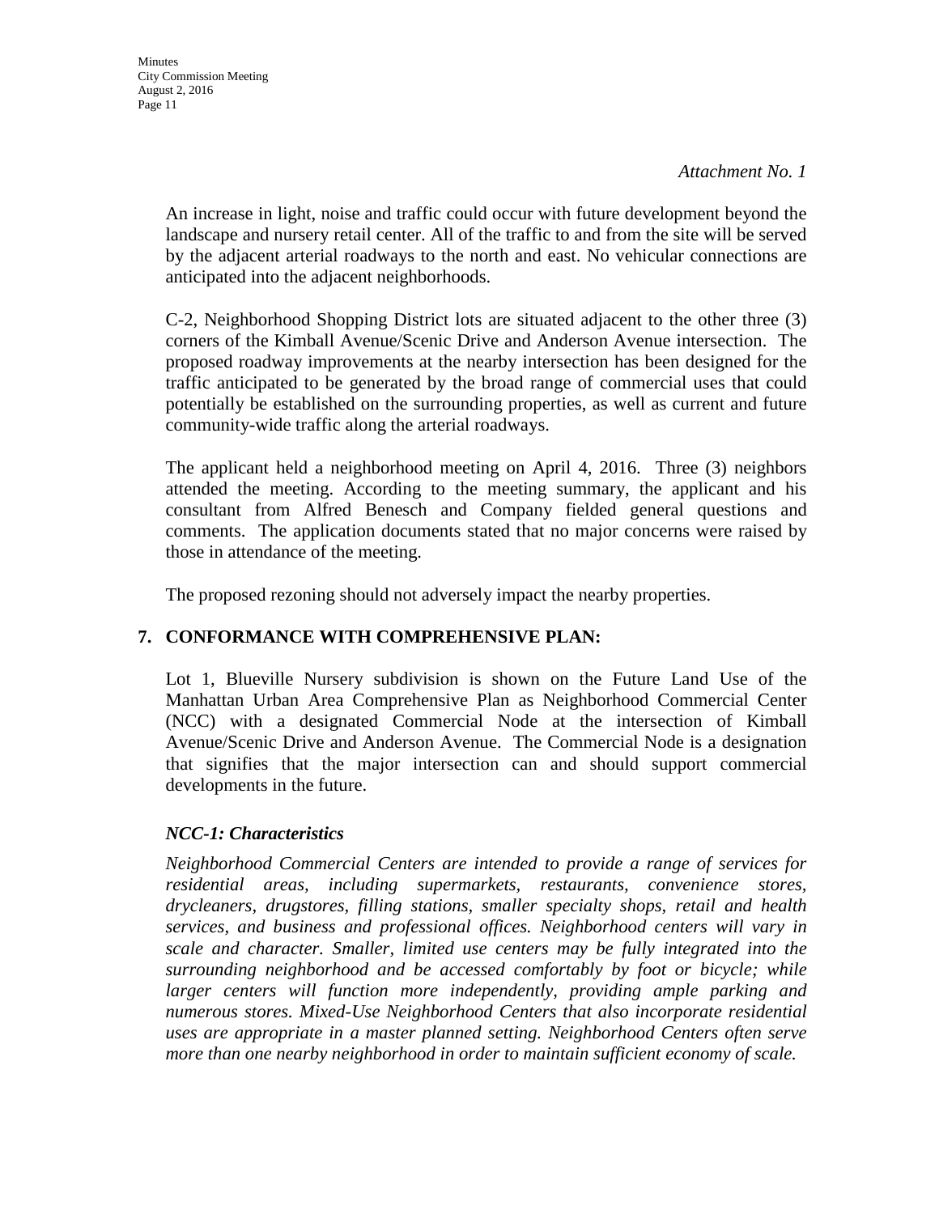*Attachment No. 1*

An increase in light, noise and traffic could occur with future development beyond the landscape and nursery retail center. All of the traffic to and from the site will be served by the adjacent arterial roadways to the north and east. No vehicular connections are anticipated into the adjacent neighborhoods.

C-2, Neighborhood Shopping District lots are situated adjacent to the other three (3) corners of the Kimball Avenue/Scenic Drive and Anderson Avenue intersection. The proposed roadway improvements at the nearby intersection has been designed for the traffic anticipated to be generated by the broad range of commercial uses that could potentially be established on the surrounding properties, as well as current and future community-wide traffic along the arterial roadways.

The applicant held a neighborhood meeting on April 4, 2016. Three (3) neighbors attended the meeting. According to the meeting summary, the applicant and his consultant from Alfred Benesch and Company fielded general questions and comments. The application documents stated that no major concerns were raised by those in attendance of the meeting.

The proposed rezoning should not adversely impact the nearby properties.

## 7. CONFORMANCE WITH COMPREHENSIVE PLAN:

Lot 1, Blueville Nursery subdivision is shown on the Future Land Use of the Manhattan Urban Area Comprehensive Plan as Neighborhood Commercial Center (NCC) with a designated Commercial Node at the intersection of Kimball Avenue/Scenic Drive and Anderson Avenue. The Commercial Node is a designation that signifies that the major intersection can and should support commercial developments in the future.

***NCC-1: Characteristics***

*Neighborhood Commercial Centers are intended to provide a range of services for residential areas, including supermarkets, restaurants, convenience stores, drycleaners, drugstores, filling stations, smaller specialty shops, retail and health services, and business and professional offices. Neighborhood centers will vary in scale and character. Smaller, limited use centers may be fully integrated into the surrounding neighborhood and be accessed comfortably by foot or bicycle; while larger centers will function more independently, providing ample parking and numerous stores. Mixed-Use Neighborhood Centers that also incorporate residential uses are appropriate in a master planned setting. Neighborhood Centers often serve more than one nearby neighborhood in order to maintain sufficient economy of scale.*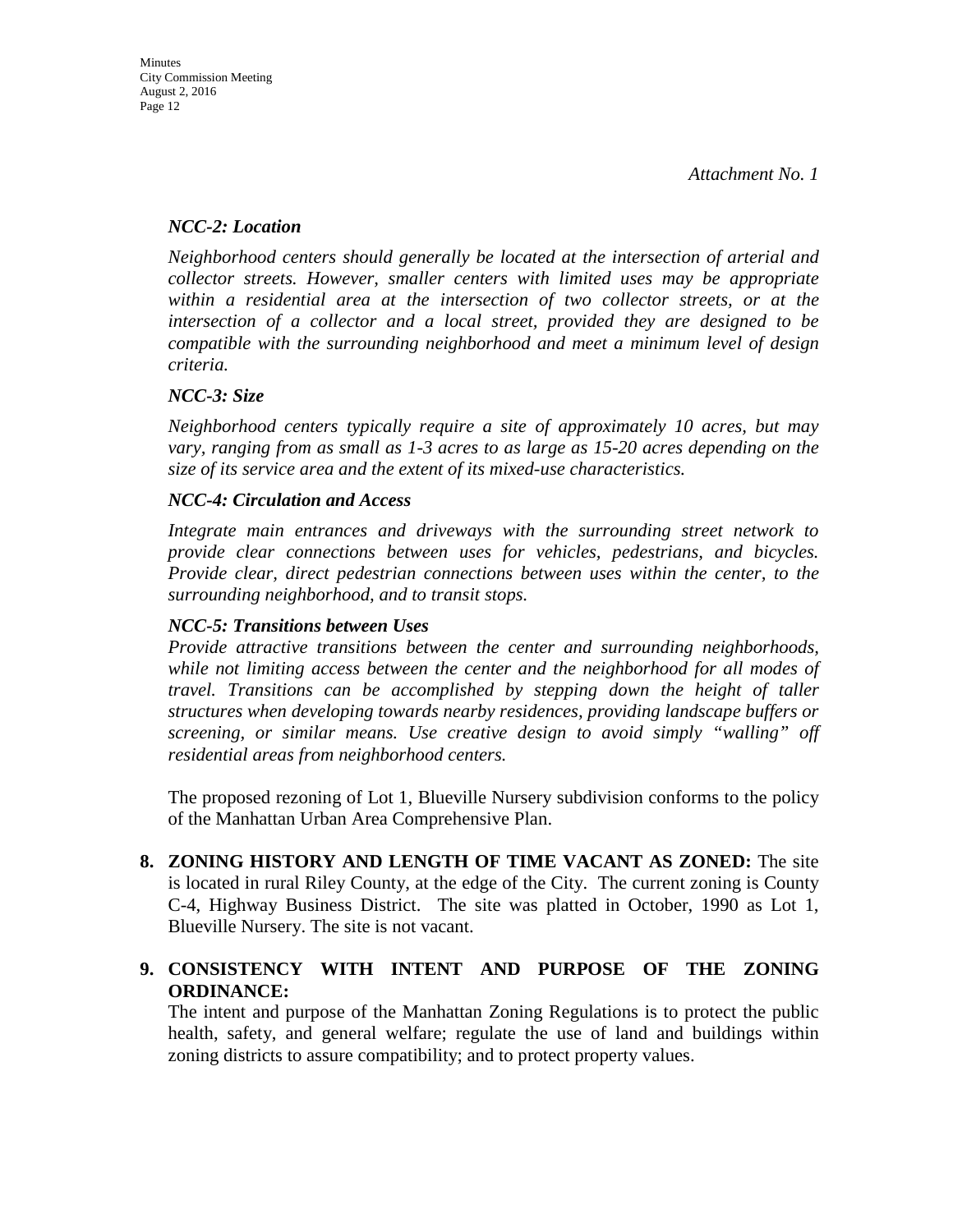*Attachment No. 1*

***NCC-2: Location***

*Neighborhood centers should generally be located at the intersection of arterial and collector streets. However, smaller centers with limited uses may be appropriate within a residential area at the intersection of two collector streets, or at the intersection of a collector and a local street, provided they are designed to be compatible with the surrounding neighborhood and meet a minimum level of design criteria.*

***NCC-3: Size***

*Neighborhood centers typically require a site of approximately 10 acres, but may vary, ranging from as small as 1-3 acres to as large as 15-20 acres depending on the size of its service area and the extent of its mixed-use characteristics.*

***NCC-4: Circulation and Access***

*Integrate main entrances and driveways with the surrounding street network to provide clear connections between uses for vehicles, pedestrians, and bicycles. Provide clear, direct pedestrian connections between uses within the center, to the surrounding neighborhood, and to transit stops.*

***NCC-5: Transitions between Uses***

*Provide attractive transitions between the center and surrounding neighborhoods, while not limiting access between the center and the neighborhood for all modes of travel. Transitions can be accomplished by stepping down the height of taller structures when developing towards nearby residences, providing landscape buffers or screening, or similar means. Use creative design to avoid simply "walling" off residential areas from neighborhood centers.*

The proposed rezoning of Lot 1, Blueville Nursery subdivision conforms to the policy of the Manhattan Urban Area Comprehensive Plan.

8. **ZONING HISTORY AND LENGTH OF TIME VACANT AS ZONED:** The site is located in rural Riley County, at the edge of the City. The current zoning is County C-4, Highway Business District. The site was platted in October, 1990 as Lot 1, Blueville Nursery. The site is not vacant.

9. **CONSISTENCY WITH INTENT AND PURPOSE OF THE ZONING ORDINANCE:**
   The intent and purpose of the Manhattan Zoning Regulations is to protect the public health, safety, and general welfare; regulate the use of land and buildings within zoning districts to assure compatibility; and to protect property values.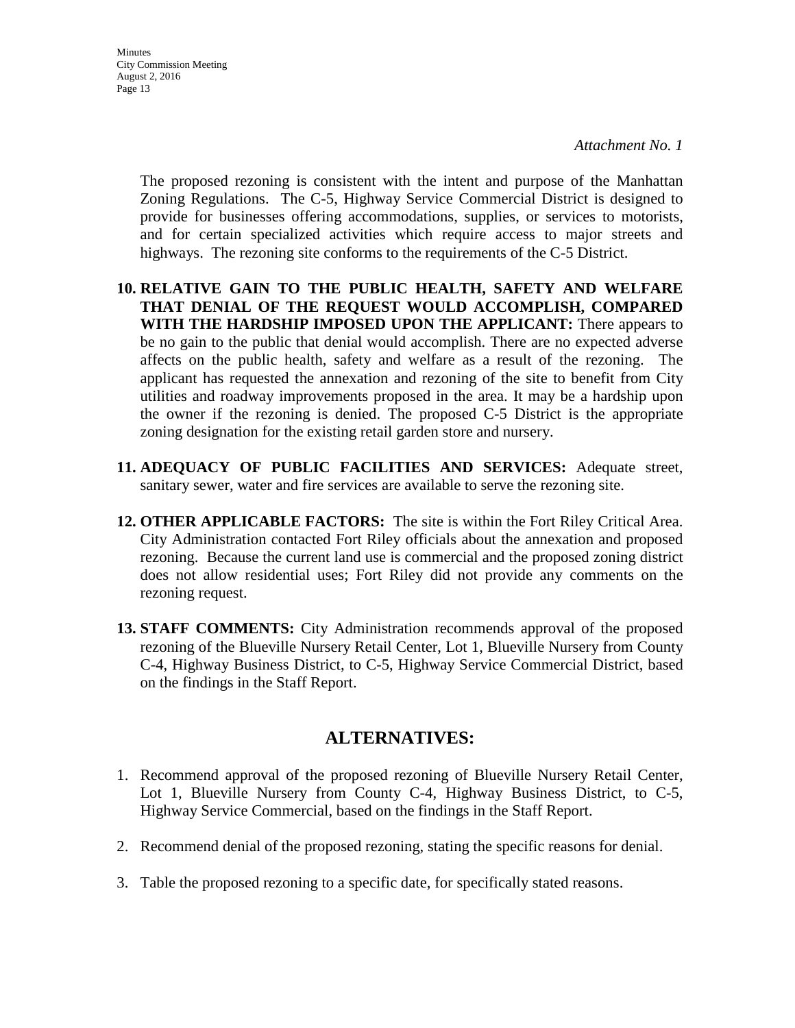*Attachment No. 1*

The proposed rezoning is consistent with the intent and purpose of the Manhattan Zoning Regulations. The C-5, Highway Service Commercial District is designed to provide for businesses offering accommodations, supplies, or services to motorists, and for certain specialized activities which require access to major streets and highways. The rezoning site conforms to the requirements of the C-5 District.

10. **RELATIVE GAIN TO THE PUBLIC HEALTH, SAFETY AND WELFARE THAT DENIAL OF THE REQUEST WOULD ACCOMPLISH, COMPARED WITH THE HARDSHIP IMPOSED UPON THE APPLICANT:** There appears to be no gain to the public that denial would accomplish. There are no expected adverse affects on the public health, safety and welfare as a result of the rezoning. The applicant has requested the annexation and rezoning of the site to benefit from City utilities and roadway improvements proposed in the area. It may be a hardship upon the owner if the rezoning is denied. The proposed C-5 District is the appropriate zoning designation for the existing retail garden store and nursery.

11. **ADEQUACY OF PUBLIC FACILITIES AND SERVICES:** Adequate street, sanitary sewer, water and fire services are available to serve the rezoning site.

12. **OTHER APPLICABLE FACTORS:** The site is within the Fort Riley Critical Area. City Administration contacted Fort Riley officials about the annexation and proposed rezoning. Because the current land use is commercial and the proposed zoning district does not allow residential uses; Fort Riley did not provide any comments on the rezoning request.

13. **STAFF COMMENTS:** City Administration recommends approval of the proposed rezoning of the Blueville Nursery Retail Center, Lot 1, Blueville Nursery from County C-4, Highway Business District, to C-5, Highway Service Commercial District, based on the findings in the Staff Report.

## ALTERNATIVES:

1. Recommend approval of the proposed rezoning of Blueville Nursery Retail Center, Lot 1, Blueville Nursery from County C-4, Highway Business District, to C-5, Highway Service Commercial, based on the findings in the Staff Report.

2. Recommend denial of the proposed rezoning, stating the specific reasons for denial.

3. Table the proposed rezoning to a specific date, for specifically stated reasons.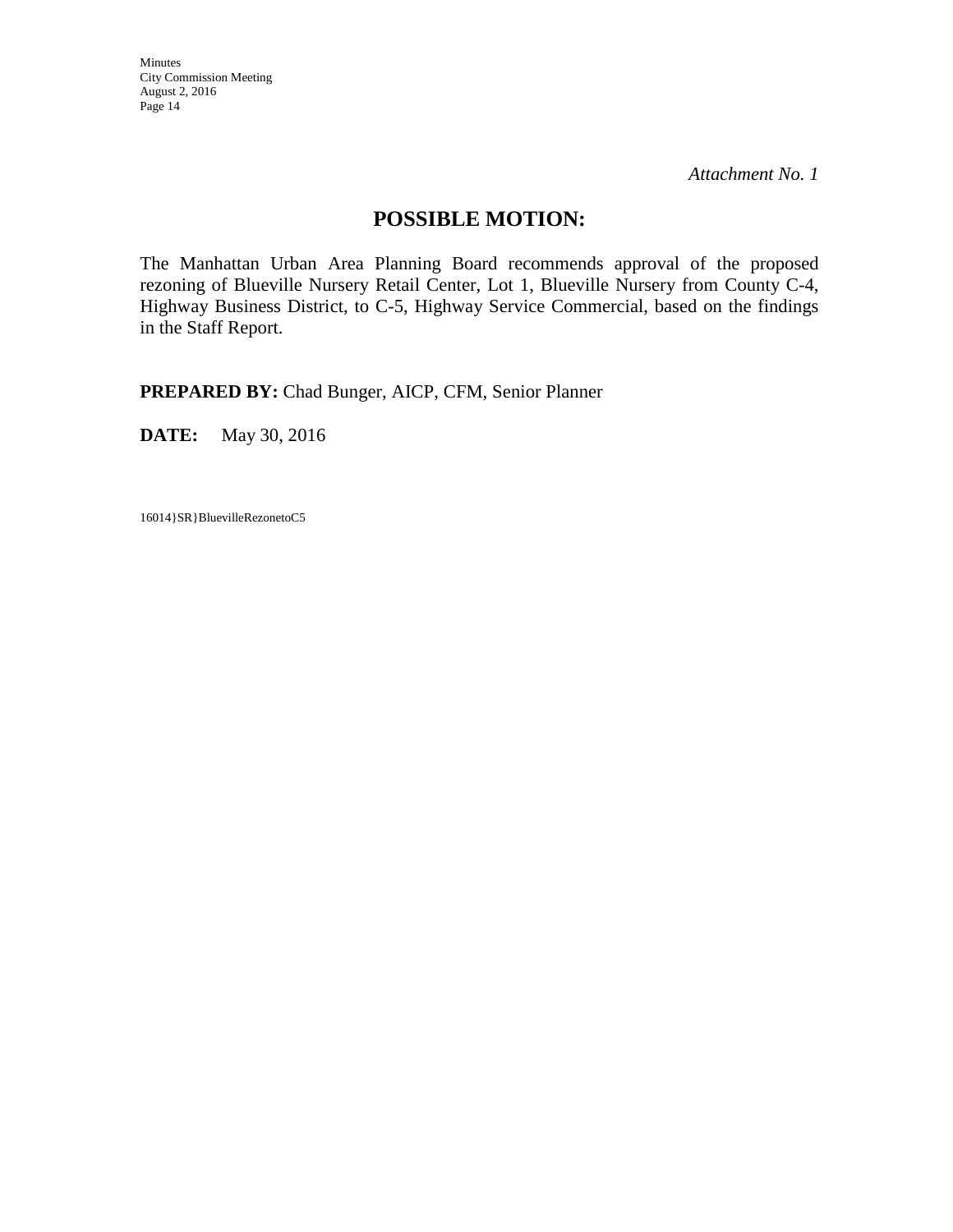*Attachment No. 1*

## POSSIBLE MOTION:

The Manhattan Urban Area Planning Board recommends approval of the proposed rezoning of Blueville Nursery Retail Center, Lot 1, Blueville Nursery from County C-4, Highway Business District, to C-5, Highway Service Commercial, based on the findings in the Staff Report.

**PREPARED BY:** Chad Bunger, AICP, CFM, Senior Planner

**DATE:** May 30, 2016

16014}SR}BluevilleRezonetoC5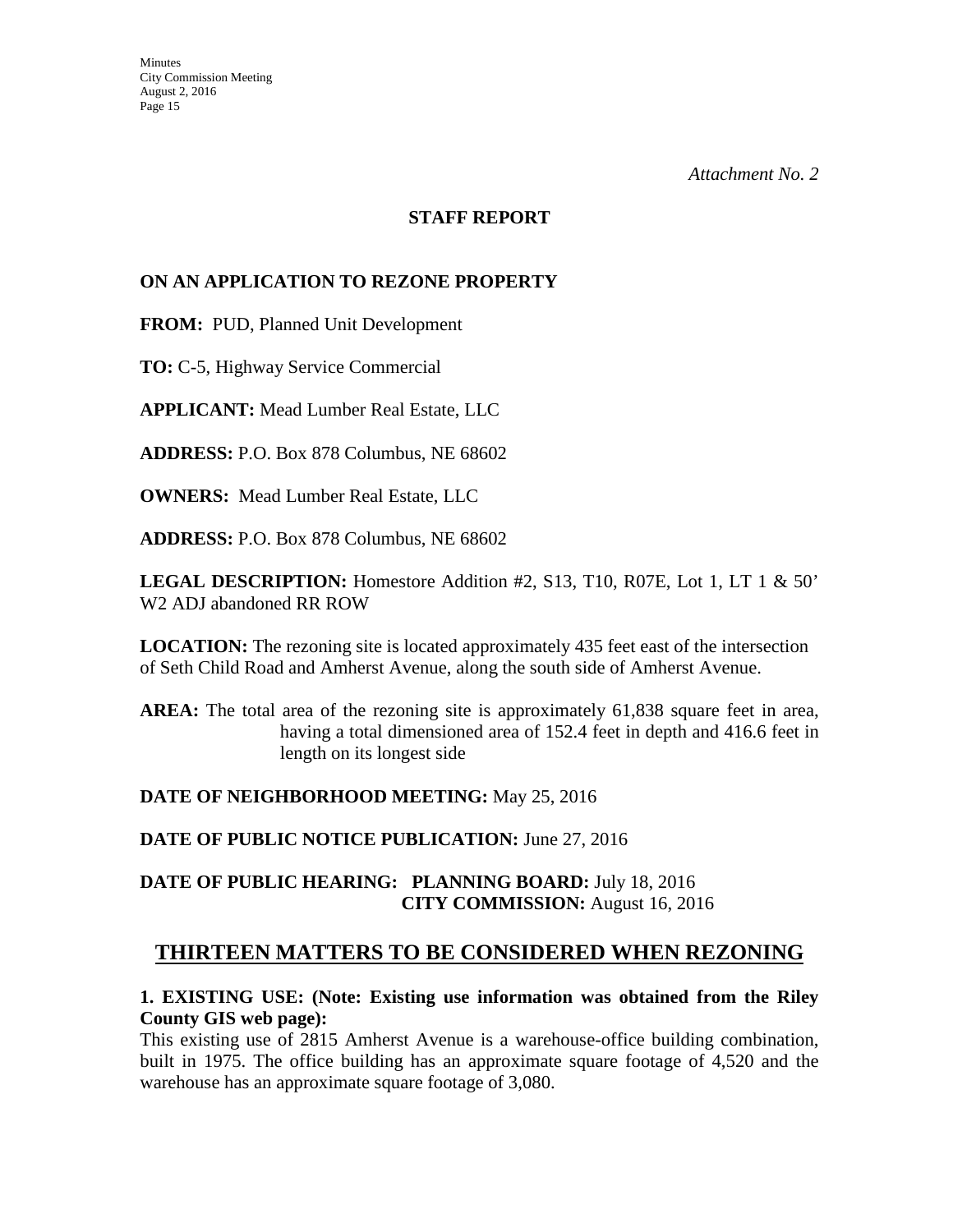*Attachment No. 2*

**STAFF REPORT**

**ON AN APPLICATION TO REZONE PROPERTY**

**FROM:** PUD, Planned Unit Development

**TO:** C-5, Highway Service Commercial

**APPLICANT:** Mead Lumber Real Estate, LLC

**ADDRESS:** P.O. Box 878 Columbus, NE 68602

**OWNERS:** Mead Lumber Real Estate, LLC

**ADDRESS:** P.O. Box 878 Columbus, NE 68602

**LEGAL DESCRIPTION:** Homestore Addition #2, S13, T10, R07E, Lot 1, LT 1 & 50' W2 ADJ abandoned RR ROW

**LOCATION:** The rezoning site is located approximately 435 feet east of the intersection of Seth Child Road and Amherst Avenue, along the south side of Amherst Avenue.

**AREA:** The total area of the rezoning site is approximately 61,838 square feet in area, having a total dimensioned area of 152.4 feet in depth and 416.6 feet in length on its longest side

**DATE OF NEIGHBORHOOD MEETING:** May 25, 2016

**DATE OF PUBLIC NOTICE PUBLICATION:** June 27, 2016

**DATE OF PUBLIC HEARING: PLANNING BOARD:** July 18, 2016
**CITY COMMISSION:** August 16, 2016

## THIRTEEN MATTERS TO BE CONSIDERED WHEN REZONING

**1. EXISTING USE: (Note: Existing use information was obtained from the Riley County GIS web page):**
This existing use of 2815 Amherst Avenue is a warehouse-office building combination, built in 1975. The office building has an approximate square footage of 4,520 and the warehouse has an approximate square footage of 3,080.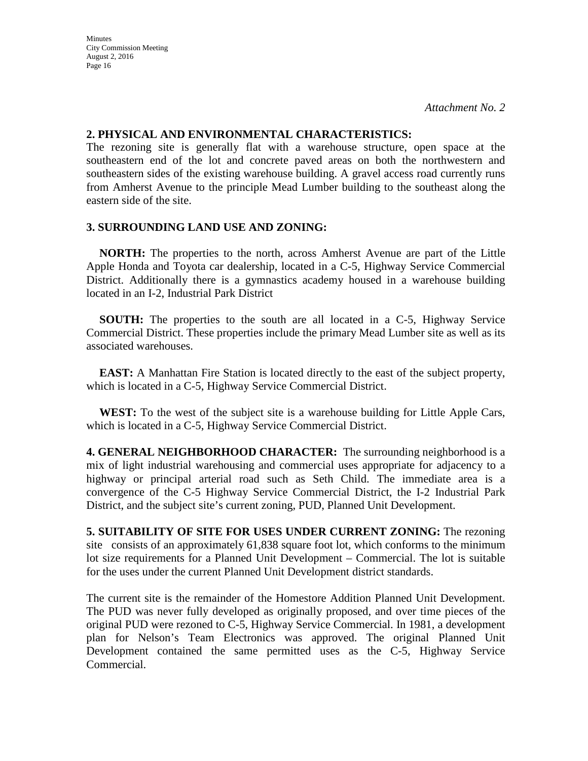*Attachment No. 2*

**2. PHYSICAL AND ENVIRONMENTAL CHARACTERISTICS:**
The rezoning site is generally flat with a warehouse structure, open space at the southeastern end of the lot and concrete paved areas on both the northwestern and southeastern sides of the existing warehouse building. A gravel access road currently runs from Amherst Avenue to the principle Mead Lumber building to the southeast along the eastern side of the site.

**3. SURROUNDING LAND USE AND ZONING:**

**NORTH:** The properties to the north, across Amherst Avenue are part of the Little Apple Honda and Toyota car dealership, located in a C-5, Highway Service Commercial District. Additionally there is a gymnastics academy housed in a warehouse building located in an I-2, Industrial Park District

**SOUTH:** The properties to the south are all located in a C-5, Highway Service Commercial District. These properties include the primary Mead Lumber site as well as its associated warehouses.

**EAST:** A Manhattan Fire Station is located directly to the east of the subject property, which is located in a C-5, Highway Service Commercial District.

**WEST:** To the west of the subject site is a warehouse building for Little Apple Cars, which is located in a C-5, Highway Service Commercial District.

**4. GENERAL NEIGHBORHOOD CHARACTER:** The surrounding neighborhood is a mix of light industrial warehousing and commercial uses appropriate for adjacency to a highway or principal arterial road such as Seth Child. The immediate area is a convergence of the C-5 Highway Service Commercial District, the I-2 Industrial Park District, and the subject site's current zoning, PUD, Planned Unit Development.

**5. SUITABILITY OF SITE FOR USES UNDER CURRENT ZONING:** The rezoning site consists of an approximately 61,838 square foot lot, which conforms to the minimum lot size requirements for a Planned Unit Development – Commercial. The lot is suitable for the uses under the current Planned Unit Development district standards.

The current site is the remainder of the Homestore Addition Planned Unit Development. The PUD was never fully developed as originally proposed, and over time pieces of the original PUD were rezoned to C-5, Highway Service Commercial. In 1981, a development plan for Nelson's Team Electronics was approved. The original Planned Unit Development contained the same permitted uses as the C-5, Highway Service Commercial.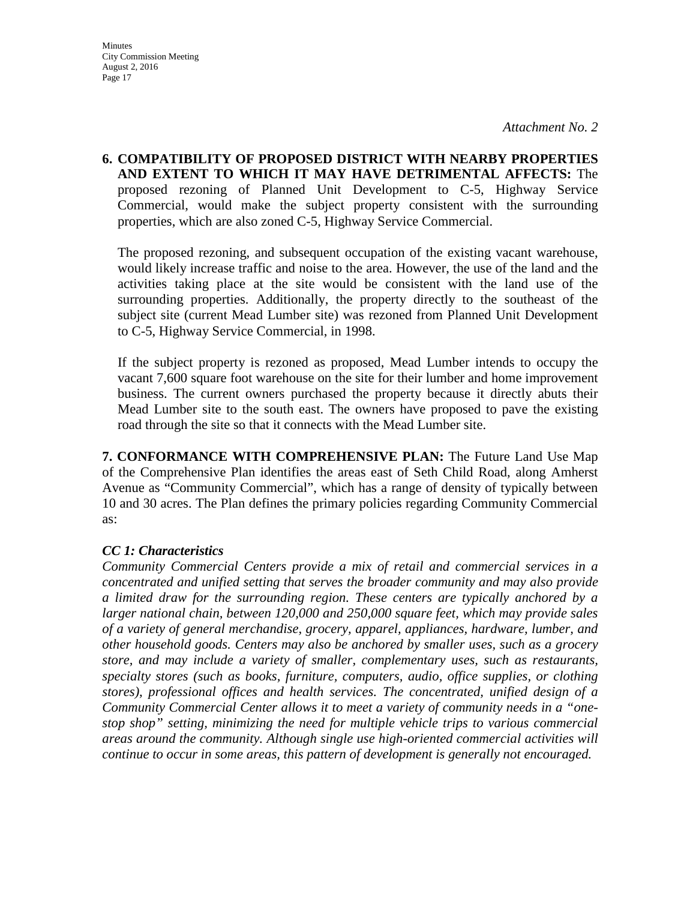*Attachment No. 2*

**6. COMPATIBILITY OF PROPOSED DISTRICT WITH NEARBY PROPERTIES AND EXTENT TO WHICH IT MAY HAVE DETRIMENTAL AFFECTS:** The proposed rezoning of Planned Unit Development to C-5, Highway Service Commercial, would make the subject property consistent with the surrounding properties, which are also zoned C-5, Highway Service Commercial.

The proposed rezoning, and subsequent occupation of the existing vacant warehouse, would likely increase traffic and noise to the area. However, the use of the land and the activities taking place at the site would be consistent with the land use of the surrounding properties. Additionally, the property directly to the southeast of the subject site (current Mead Lumber site) was rezoned from Planned Unit Development to C-5, Highway Service Commercial, in 1998.

If the subject property is rezoned as proposed, Mead Lumber intends to occupy the vacant 7,600 square foot warehouse on the site for their lumber and home improvement business. The current owners purchased the property because it directly abuts their Mead Lumber site to the south east. The owners have proposed to pave the existing road through the site so that it connects with the Mead Lumber site.

**7. CONFORMANCE WITH COMPREHENSIVE PLAN:** The Future Land Use Map of the Comprehensive Plan identifies the areas east of Seth Child Road, along Amherst Avenue as "Community Commercial", which has a range of density of typically between 10 and 30 acres. The Plan defines the primary policies regarding Community Commercial as:

***CC 1: Characteristics***

*Community Commercial Centers provide a mix of retail and commercial services in a concentrated and unified setting that serves the broader community and may also provide a limited draw for the surrounding region. These centers are typically anchored by a larger national chain, between 120,000 and 250,000 square feet, which may provide sales of a variety of general merchandise, grocery, apparel, appliances, hardware, lumber, and other household goods. Centers may also be anchored by smaller uses, such as a grocery store, and may include a variety of smaller, complementary uses, such as restaurants, specialty stores (such as books, furniture, computers, audio, office supplies, or clothing stores), professional offices and health services. The concentrated, unified design of a Community Commercial Center allows it to meet a variety of community needs in a "one-stop shop" setting, minimizing the need for multiple vehicle trips to various commercial areas around the community. Although single use high-oriented commercial activities will continue to occur in some areas, this pattern of development is generally not encouraged.*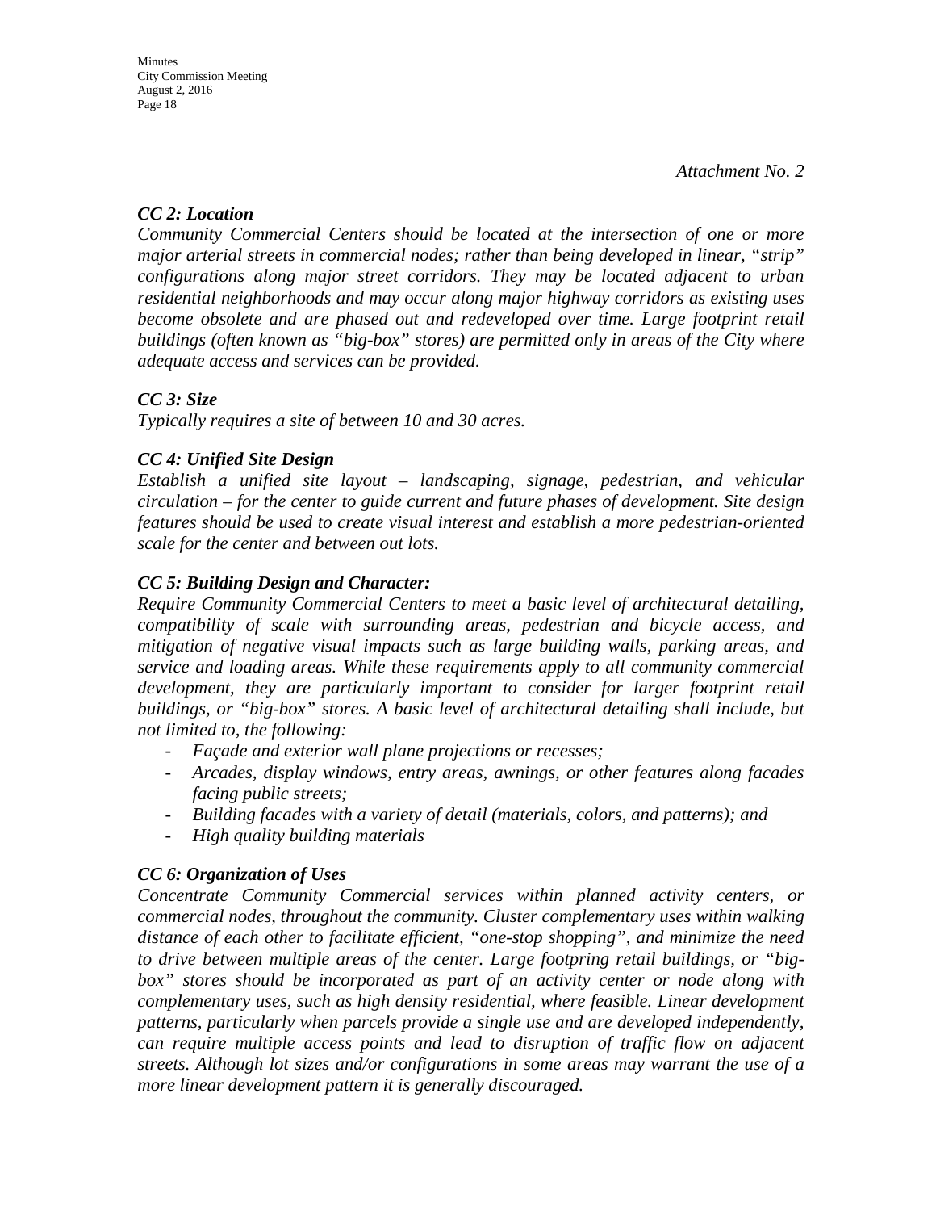*Attachment No. 2*

***CC 2: Location***

*Community Commercial Centers should be located at the intersection of one or more major arterial streets in commercial nodes; rather than being developed in linear, "strip" configurations along major street corridors. They may be located adjacent to urban residential neighborhoods and may occur along major highway corridors as existing uses become obsolete and are phased out and redeveloped over time. Large footprint retail buildings (often known as "big-box" stores) are permitted only in areas of the City where adequate access and services can be provided.*

***CC 3: Size***

*Typically requires a site of between 10 and 30 acres.*

***CC 4: Unified Site Design***

*Establish a unified site layout – landscaping, signage, pedestrian, and vehicular circulation – for the center to guide current and future phases of development. Site design features should be used to create visual interest and establish a more pedestrian-oriented scale for the center and between out lots.*

***CC 5: Building Design and Character:***

*Require Community Commercial Centers to meet a basic level of architectural detailing, compatibility of scale with surrounding areas, pedestrian and bicycle access, and mitigation of negative visual impacts such as large building walls, parking areas, and service and loading areas. While these requirements apply to all community commercial development, they are particularly important to consider for larger footprint retail buildings, or "big-box" stores. A basic level of architectural detailing shall include, but not limited to, the following:*

- *Façade and exterior wall plane projections or recesses;*
- *Arcades, display windows, entry areas, awnings, or other features along facades facing public streets;*
- *Building facades with a variety of detail (materials, colors, and patterns); and*
- *High quality building materials*

***CC 6: Organization of Uses***

*Concentrate Community Commercial services within planned activity centers, or commercial nodes, throughout the community. Cluster complementary uses within walking distance of each other to facilitate efficient, "one-stop shopping", and minimize the need to drive between multiple areas of the center. Large footpring retail buildings, or "big-box" stores should be incorporated as part of an activity center or node along with complementary uses, such as high density residential, where feasible. Linear development patterns, particularly when parcels provide a single use and are developed independently, can require multiple access points and lead to disruption of traffic flow on adjacent streets. Although lot sizes and/or configurations in some areas may warrant the use of a more linear development pattern it is generally discouraged.*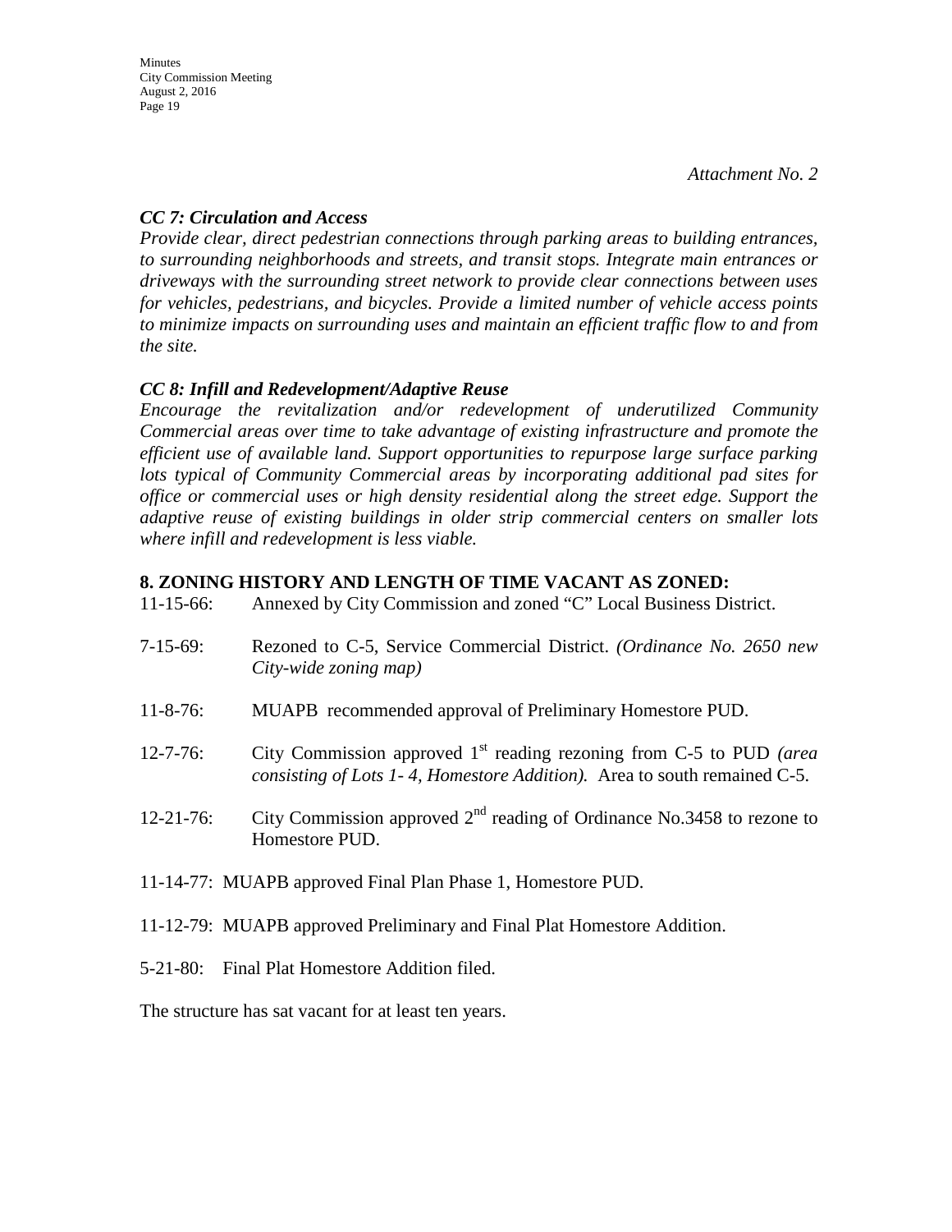*Attachment No. 2*

***CC 7: Circulation and Access***

***Provide clear, direct pedestrian connections through parking areas to building entrances, to surrounding neighborhoods and streets, and transit stops. Integrate main entrances or driveways with the surrounding street network to provide clear connections between uses for vehicles, pedestrians, and bicycles. Provide a limited number of vehicle access points to minimize impacts on surrounding uses and maintain an efficient traffic flow to and from the site.***

***CC 8: Infill and Redevelopment/Adaptive Reuse***

***Encourage the revitalization and/or redevelopment of underutilized Community Commercial areas over time to take advantage of existing infrastructure and promote the efficient use of available land. Support opportunities to repurpose large surface parking lots typical of Community Commercial areas by incorporating additional pad sites for office or commercial uses or high density residential along the street edge. Support the adaptive reuse of existing buildings in older strip commercial centers on smaller lots where infill and redevelopment is less viable.***

**8. ZONING HISTORY AND LENGTH OF TIME VACANT AS ZONED:**

11-15-66: Annexed by City Commission and zoned "C" Local Business District.

7-15-69: Rezoned to C-5, Service Commercial District. *(Ordinance No. 2650 new City-wide zoning map)*

11-8-76: MUAPB recommended approval of Preliminary Homestore PUD.

12-7-76: City Commission approved 1st reading rezoning from C-5 to PUD *(area consisting of Lots 1- 4, Homestore Addition).* Area to south remained C-5.

12-21-76: City Commission approved 2nd reading of Ordinance No.3458 to rezone to Homestore PUD.

11-14-77: MUAPB approved Final Plan Phase 1, Homestore PUD.

11-12-79: MUAPB approved Preliminary and Final Plat Homestore Addition.

5-21-80: Final Plat Homestore Addition filed.

The structure has sat vacant for at least ten years.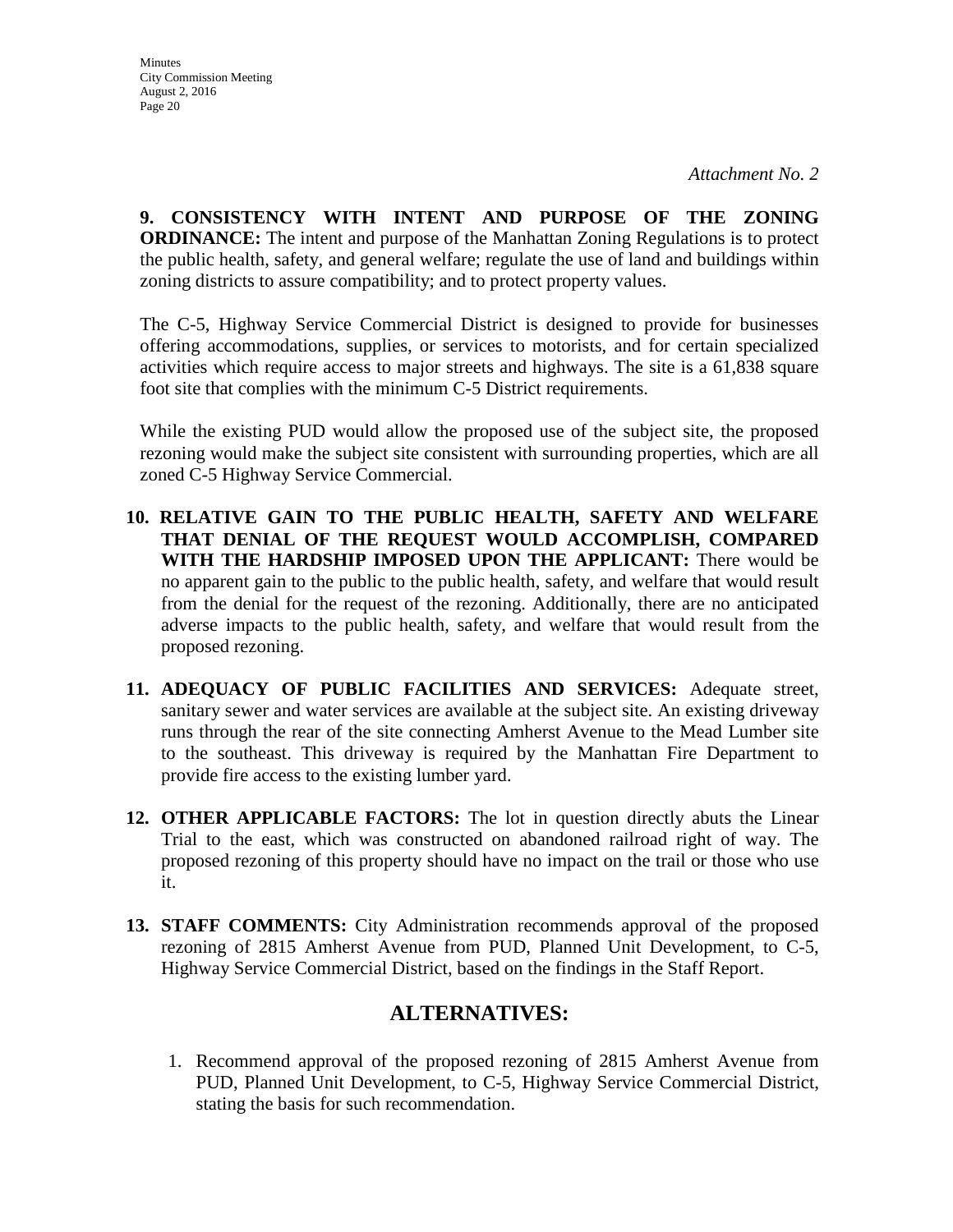*Attachment No. 2*

**9. CONSISTENCY WITH INTENT AND PURPOSE OF THE ZONING ORDINANCE:** The intent and purpose of the Manhattan Zoning Regulations is to protect the public health, safety, and general welfare; regulate the use of land and buildings within zoning districts to assure compatibility; and to protect property values.

The C-5, Highway Service Commercial District is designed to provide for businesses offering accommodations, supplies, or services to motorists, and for certain specialized activities which require access to major streets and highways. The site is a 61,838 square foot site that complies with the minimum C-5 District requirements.

While the existing PUD would allow the proposed use of the subject site, the proposed rezoning would make the subject site consistent with surrounding properties, which are all zoned C-5 Highway Service Commercial.

10. **RELATIVE GAIN TO THE PUBLIC HEALTH, SAFETY AND WELFARE THAT DENIAL OF THE REQUEST WOULD ACCOMPLISH, COMPARED WITH THE HARDSHIP IMPOSED UPON THE APPLICANT:** There would be no apparent gain to the public to the public health, safety, and welfare that would result from the denial for the request of the rezoning. Additionally, there are no anticipated adverse impacts to the public health, safety, and welfare that would result from the proposed rezoning.

11. **ADEQUACY OF PUBLIC FACILITIES AND SERVICES:** Adequate street, sanitary sewer and water services are available at the subject site. An existing driveway runs through the rear of the site connecting Amherst Avenue to the Mead Lumber site to the southeast. This driveway is required by the Manhattan Fire Department to provide fire access to the existing lumber yard.

12. **OTHER APPLICABLE FACTORS:** The lot in question directly abuts the Linear Trial to the east, which was constructed on abandoned railroad right of way. The proposed rezoning of this property should have no impact on the trail or those who use it.

13. **STAFF COMMENTS:** City Administration recommends approval of the proposed rezoning of 2815 Amherst Avenue from PUD, Planned Unit Development, to C-5, Highway Service Commercial District, based on the findings in the Staff Report.

## ALTERNATIVES:

1. Recommend approval of the proposed rezoning of 2815 Amherst Avenue from PUD, Planned Unit Development, to C-5, Highway Service Commercial District, stating the basis for such recommendation.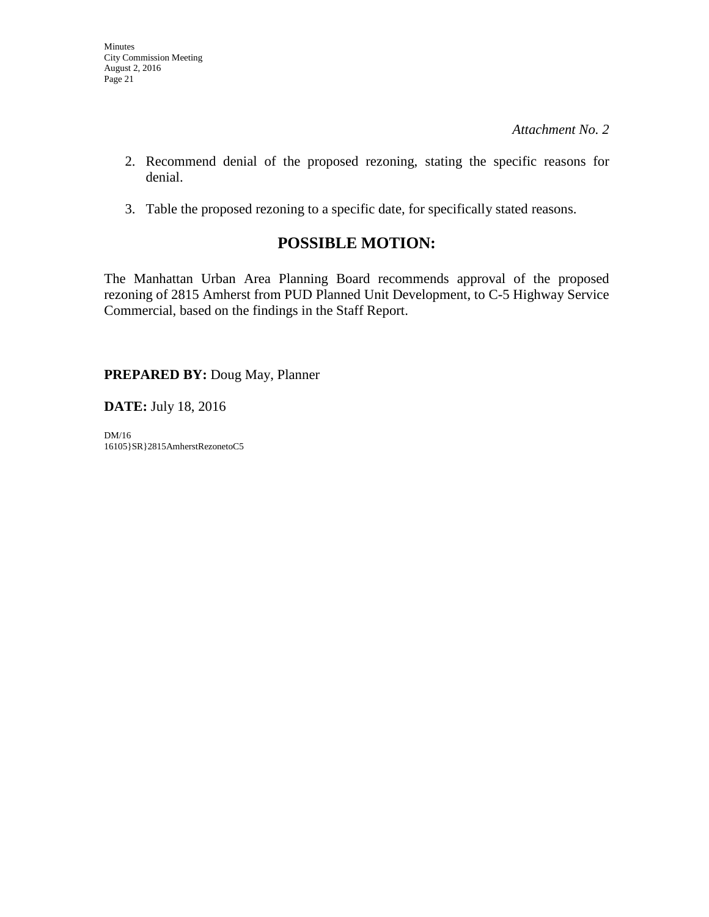*Attachment No. 2*

2. Recommend denial of the proposed rezoning, stating the specific reasons for denial.

3. Table the proposed rezoning to a specific date, for specifically stated reasons.

## POSSIBLE MOTION:

The Manhattan Urban Area Planning Board recommends approval of the proposed rezoning of 2815 Amherst from PUD Planned Unit Development, to C-5 Highway Service Commercial, based on the findings in the Staff Report.

**PREPARED BY:** Doug May, Planner

**DATE:** July 18, 2016

DM/16
16105}SR}2815AmherstRezonetoC5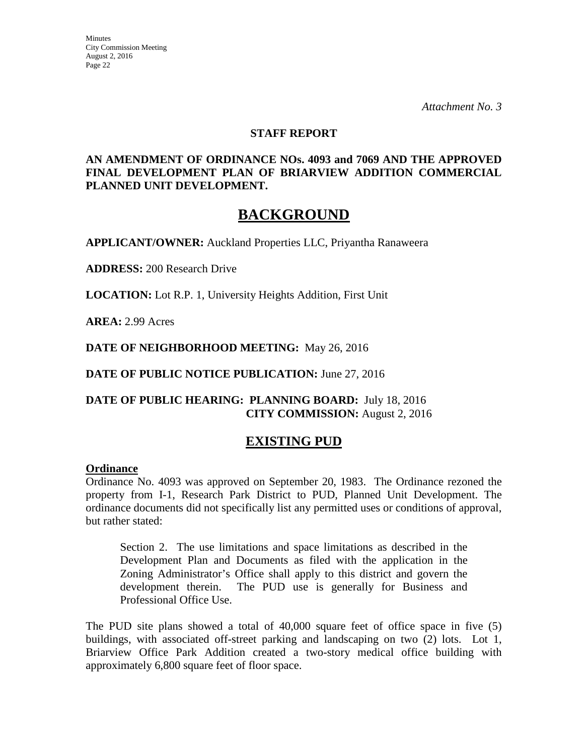*Attachment No. 3*

**STAFF REPORT**

**AN AMENDMENT OF ORDINANCE NOs. 4093 and 7069 AND THE APPROVED FINAL DEVELOPMENT PLAN OF BRIARVIEW ADDITION COMMERCIAL PLANNED UNIT DEVELOPMENT.**

# BACKGROUND

**APPLICANT/OWNER:** Auckland Properties LLC, Priyantha Ranaweera

**ADDRESS:** 200 Research Drive

**LOCATION:** Lot R.P. 1, University Heights Addition, First Unit

**AREA:** 2.99 Acres

**DATE OF NEIGHBORHOOD MEETING:** May 26, 2016

**DATE OF PUBLIC NOTICE PUBLICATION:** June 27, 2016

**DATE OF PUBLIC HEARING: PLANNING BOARD:** July 18, 2016
**CITY COMMISSION:** August 2, 2016

## EXISTING PUD

**Ordinance**

Ordinance No. 4093 was approved on September 20, 1983. The Ordinance rezoned the property from I-1, Research Park District to PUD, Planned Unit Development. The ordinance documents did not specifically list any permitted uses or conditions of approval, but rather stated:

> Section 2. The use limitations and space limitations as described in the Development Plan and Documents as filed with the application in the Zoning Administrator's Office shall apply to this district and govern the development therein. The PUD use is generally for Business and Professional Office Use.

The PUD site plans showed a total of 40,000 square feet of office space in five (5) buildings, with associated off-street parking and landscaping on two (2) lots. Lot 1, Briarview Office Park Addition created a two-story medical office building with approximately 6,800 square feet of floor space.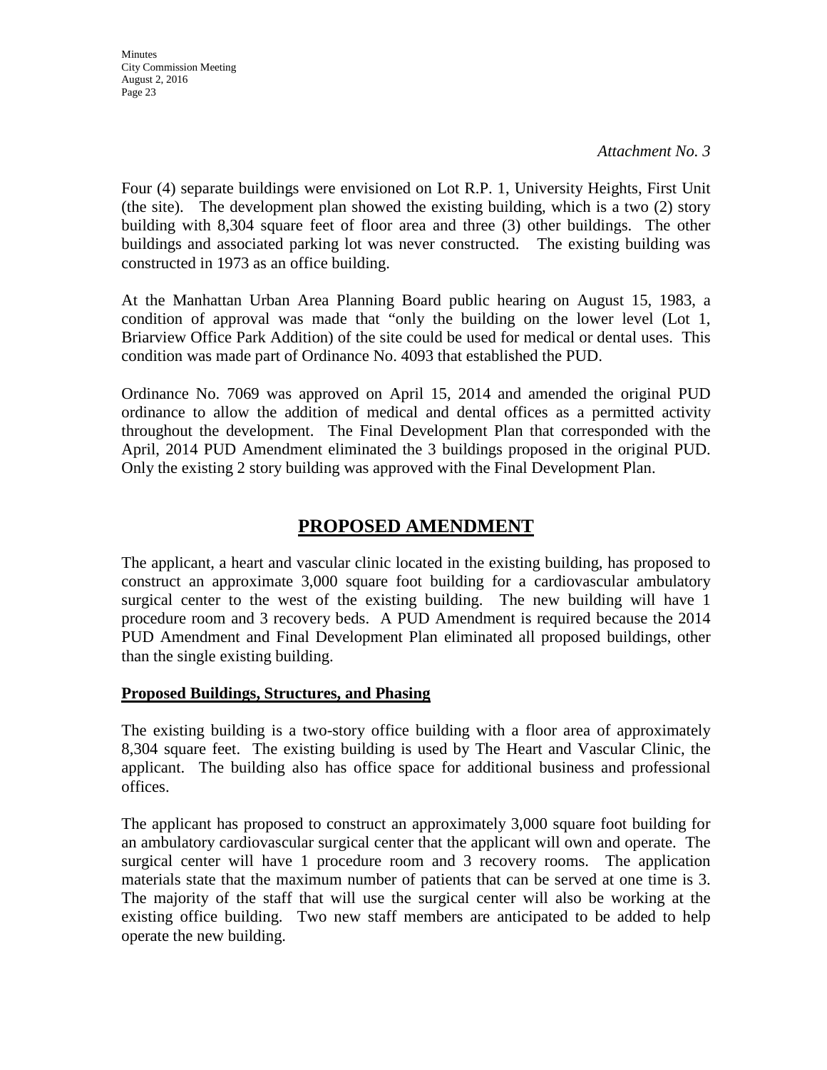*Attachment No. 3*

Four (4) separate buildings were envisioned on Lot R.P. 1, University Heights, First Unit (the site). The development plan showed the existing building, which is a two (2) story building with 8,304 square feet of floor area and three (3) other buildings. The other buildings and associated parking lot was never constructed. The existing building was constructed in 1973 as an office building.

At the Manhattan Urban Area Planning Board public hearing on August 15, 1983, a condition of approval was made that "only the building on the lower level (Lot 1, Briarview Office Park Addition) of the site could be used for medical or dental uses. This condition was made part of Ordinance No. 4093 that established the PUD.

Ordinance No. 7069 was approved on April 15, 2014 and amended the original PUD ordinance to allow the addition of medical and dental offices as a permitted activity throughout the development. The Final Development Plan that corresponded with the April, 2014 PUD Amendment eliminated the 3 buildings proposed in the original PUD. Only the existing 2 story building was approved with the Final Development Plan.

## PROPOSED AMENDMENT

The applicant, a heart and vascular clinic located in the existing building, has proposed to construct an approximate 3,000 square foot building for a cardiovascular ambulatory surgical center to the west of the existing building. The new building will have 1 procedure room and 3 recovery beds. A PUD Amendment is required because the 2014 PUD Amendment and Final Development Plan eliminated all proposed buildings, other than the single existing building.

**Proposed Buildings, Structures, and Phasing**

The existing building is a two-story office building with a floor area of approximately 8,304 square feet. The existing building is used by The Heart and Vascular Clinic, the applicant. The building also has office space for additional business and professional offices.

The applicant has proposed to construct an approximately 3,000 square foot building for an ambulatory cardiovascular surgical center that the applicant will own and operate. The surgical center will have 1 procedure room and 3 recovery rooms. The application materials state that the maximum number of patients that can be served at one time is 3. The majority of the staff that will use the surgical center will also be working at the existing office building. Two new staff members are anticipated to be added to help operate the new building.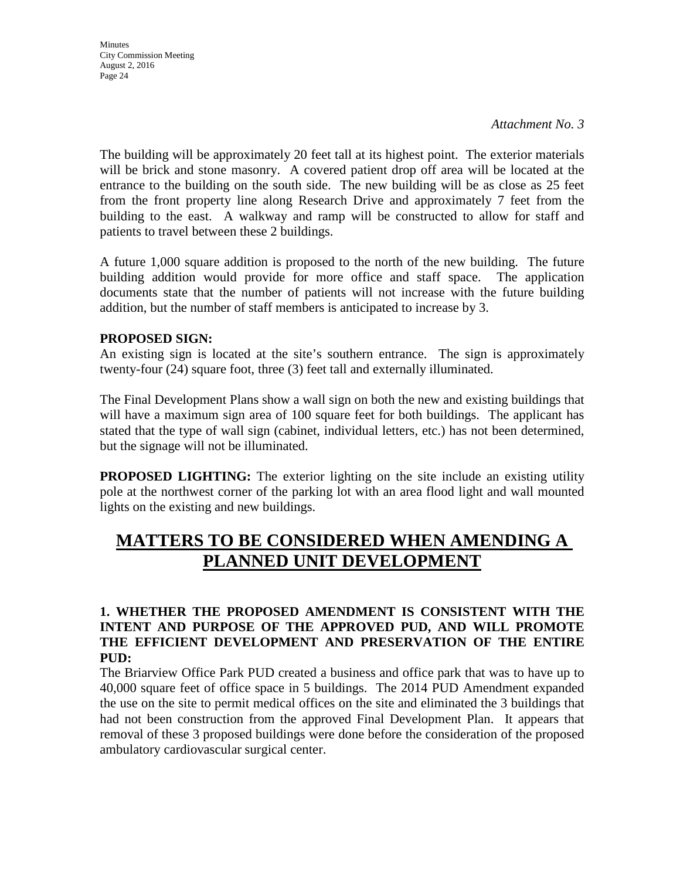*Attachment No. 3*

The building will be approximately 20 feet tall at its highest point. The exterior materials will be brick and stone masonry. A covered patient drop off area will be located at the entrance to the building on the south side. The new building will be as close as 25 feet from the front property line along Research Drive and approximately 7 feet from the building to the east. A walkway and ramp will be constructed to allow for staff and patients to travel between these 2 buildings.

A future 1,000 square addition is proposed to the north of the new building. The future building addition would provide for more office and staff space. The application documents state that the number of patients will not increase with the future building addition, but the number of staff members is anticipated to increase by 3.

**PROPOSED SIGN:**
An existing sign is located at the site's southern entrance. The sign is approximately twenty-four (24) square foot, three (3) feet tall and externally illuminated.

The Final Development Plans show a wall sign on both the new and existing buildings that will have a maximum sign area of 100 square feet for both buildings. The applicant has stated that the type of wall sign (cabinet, individual letters, etc.) has not been determined, but the signage will not be illuminated.

**PROPOSED LIGHTING:** The exterior lighting on the site include an existing utility pole at the northwest corner of the parking lot with an area flood light and wall mounted lights on the existing and new buildings.

# MATTERS TO BE CONSIDERED WHEN AMENDING A PLANNED UNIT DEVELOPMENT

**1. WHETHER THE PROPOSED AMENDMENT IS CONSISTENT WITH THE INTENT AND PURPOSE OF THE APPROVED PUD, AND WILL PROMOTE THE EFFICIENT DEVELOPMENT AND PRESERVATION OF THE ENTIRE PUD:**
The Briarview Office Park PUD created a business and office park that was to have up to 40,000 square feet of office space in 5 buildings. The 2014 PUD Amendment expanded the use on the site to permit medical offices on the site and eliminated the 3 buildings that had not been construction from the approved Final Development Plan. It appears that removal of these 3 proposed buildings were done before the consideration of the proposed ambulatory cardiovascular surgical center.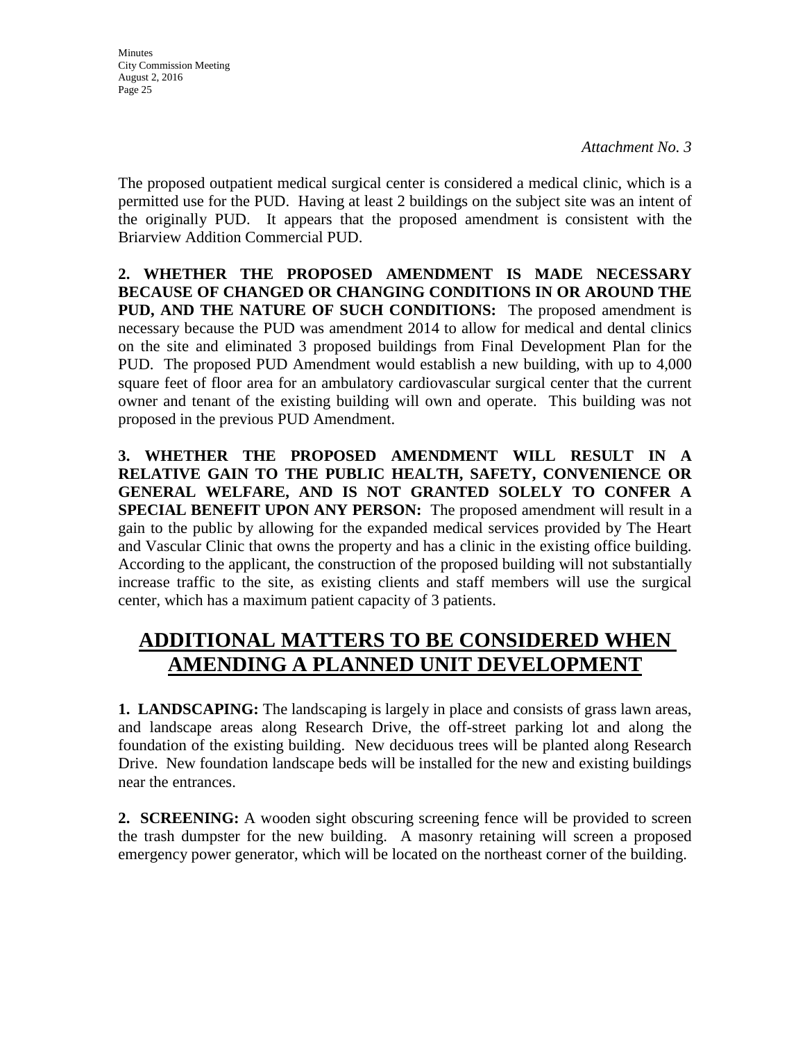*Attachment No. 3*

The proposed outpatient medical surgical center is considered a medical clinic, which is a permitted use for the PUD. Having at least 2 buildings on the subject site was an intent of the originally PUD. It appears that the proposed amendment is consistent with the Briarview Addition Commercial PUD.

**2. WHETHER THE PROPOSED AMENDMENT IS MADE NECESSARY BECAUSE OF CHANGED OR CHANGING CONDITIONS IN OR AROUND THE PUD, AND THE NATURE OF SUCH CONDITIONS:** The proposed amendment is necessary because the PUD was amendment 2014 to allow for medical and dental clinics on the site and eliminated 3 proposed buildings from Final Development Plan for the PUD. The proposed PUD Amendment would establish a new building, with up to 4,000 square feet of floor area for an ambulatory cardiovascular surgical center that the current owner and tenant of the existing building will own and operate. This building was not proposed in the previous PUD Amendment.

**3. WHETHER THE PROPOSED AMENDMENT WILL RESULT IN A RELATIVE GAIN TO THE PUBLIC HEALTH, SAFETY, CONVENIENCE OR GENERAL WELFARE, AND IS NOT GRANTED SOLELY TO CONFER A SPECIAL BENEFIT UPON ANY PERSON:** The proposed amendment will result in a gain to the public by allowing for the expanded medical services provided by The Heart and Vascular Clinic that owns the property and has a clinic in the existing office building. According to the applicant, the construction of the proposed building will not substantially increase traffic to the site, as existing clients and staff members will use the surgical center, which has a maximum patient capacity of 3 patients.

## ADDITIONAL MATTERS TO BE CONSIDERED WHEN AMENDING A PLANNED UNIT DEVELOPMENT

**1. LANDSCAPING:** The landscaping is largely in place and consists of grass lawn areas, and landscape areas along Research Drive, the off-street parking lot and along the foundation of the existing building. New deciduous trees will be planted along Research Drive. New foundation landscape beds will be installed for the new and existing buildings near the entrances.

**2. SCREENING:** A wooden sight obscuring screening fence will be provided to screen the trash dumpster for the new building. A masonry retaining will screen a proposed emergency power generator, which will be located on the northeast corner of the building.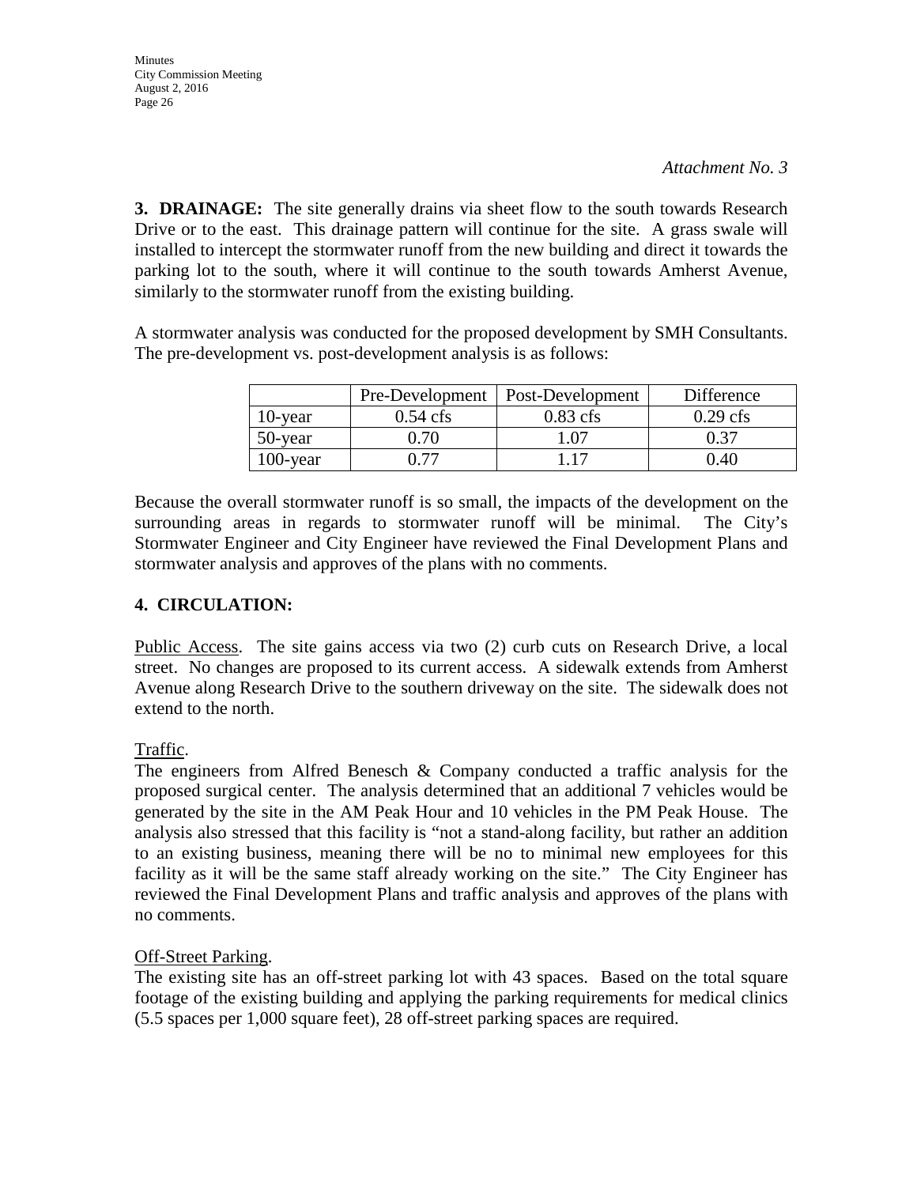*Attachment No. 3*

**3. DRAINAGE:** The site generally drains via sheet flow to the south towards Research Drive or to the east. This drainage pattern will continue for the site. A grass swale will installed to intercept the stormwater runoff from the new building and direct it towards the parking lot to the south, where it will continue to the south towards Amherst Avenue, similarly to the stormwater runoff from the existing building.

A stormwater analysis was conducted for the proposed development by SMH Consultants. The pre-development vs. post-development analysis is as follows:

| | Pre-Development | Post-Development | Difference |
|---|---|---|---|
| 10-year | 0.54 cfs | 0.83 cfs | 0.29 cfs |
| 50-year | 0.70 | 1.07 | 0.37 |
| 100-year | 0.77 | 1.17 | 0.40 |

Because the overall stormwater runoff is so small, the impacts of the development on the surrounding areas in regards to stormwater runoff will be minimal. The City's Stormwater Engineer and City Engineer have reviewed the Final Development Plans and stormwater analysis and approves of the plans with no comments.

**4. CIRCULATION:**

Public Access. The site gains access via two (2) curb cuts on Research Drive, a local street. No changes are proposed to its current access. A sidewalk extends from Amherst Avenue along Research Drive to the southern driveway on the site. The sidewalk does not extend to the north.

Traffic.
The engineers from Alfred Benesch & Company conducted a traffic analysis for the proposed surgical center. The analysis determined that an additional 7 vehicles would be generated by the site in the AM Peak Hour and 10 vehicles in the PM Peak House. The analysis also stressed that this facility is "not a stand-along facility, but rather an addition to an existing business, meaning there will be no to minimal new employees for this facility as it will be the same staff already working on the site." The City Engineer has reviewed the Final Development Plans and traffic analysis and approves of the plans with no comments.

Off-Street Parking.
The existing site has an off-street parking lot with 43 spaces. Based on the total square footage of the existing building and applying the parking requirements for medical clinics (5.5 spaces per 1,000 square feet), 28 off-street parking spaces are required.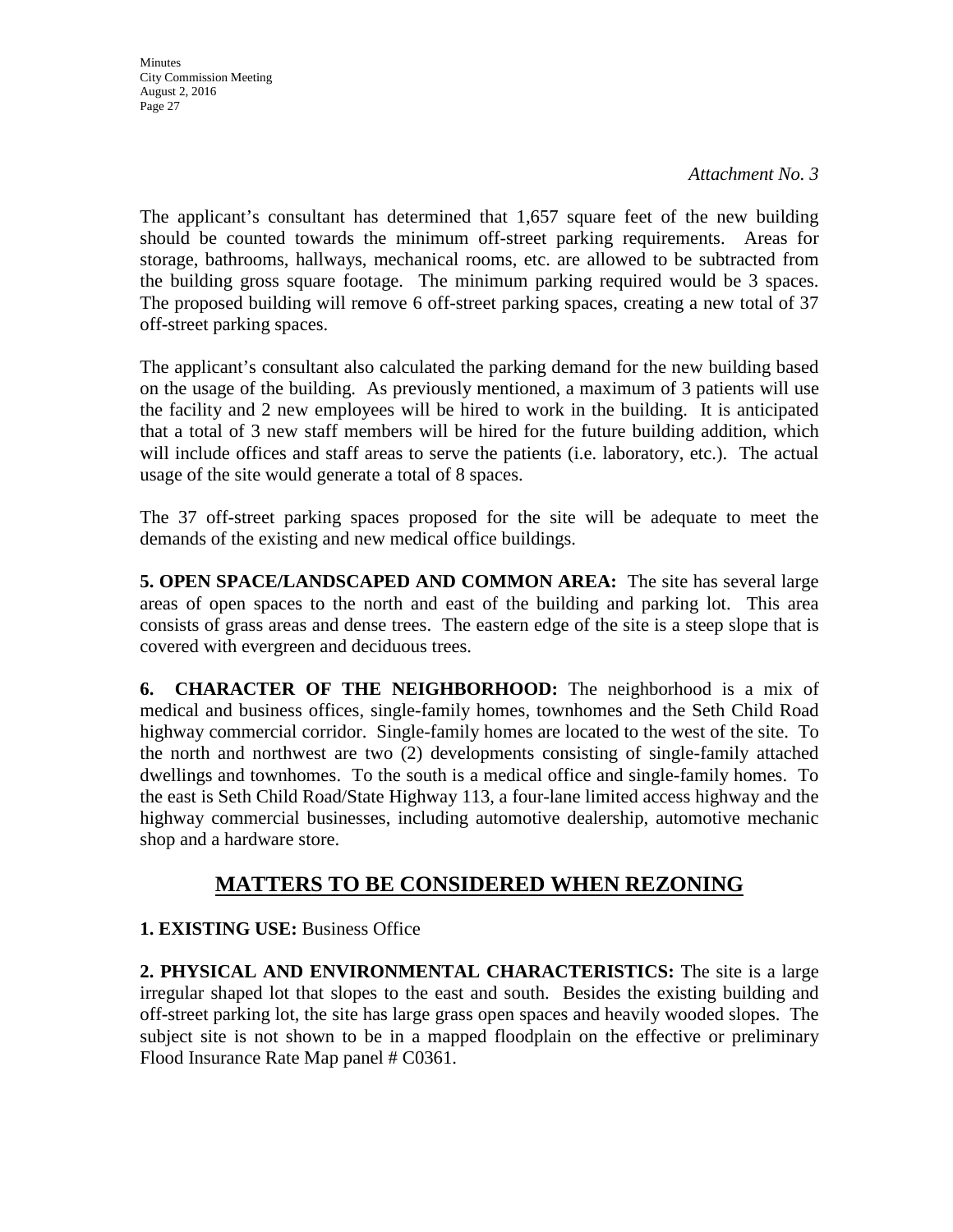*Attachment No. 3*

The applicant's consultant has determined that 1,657 square feet of the new building should be counted towards the minimum off-street parking requirements. Areas for storage, bathrooms, hallways, mechanical rooms, etc. are allowed to be subtracted from the building gross square footage. The minimum parking required would be 3 spaces. The proposed building will remove 6 off-street parking spaces, creating a new total of 37 off-street parking spaces.

The applicant's consultant also calculated the parking demand for the new building based on the usage of the building. As previously mentioned, a maximum of 3 patients will use the facility and 2 new employees will be hired to work in the building. It is anticipated that a total of 3 new staff members will be hired for the future building addition, which will include offices and staff areas to serve the patients (i.e. laboratory, etc.). The actual usage of the site would generate a total of 8 spaces.

The 37 off-street parking spaces proposed for the site will be adequate to meet the demands of the existing and new medical office buildings.

**5. OPEN SPACE/LANDSCAPED AND COMMON AREA:** The site has several large areas of open spaces to the north and east of the building and parking lot. This area consists of grass areas and dense trees. The eastern edge of the site is a steep slope that is covered with evergreen and deciduous trees.

**6. CHARACTER OF THE NEIGHBORHOOD:** The neighborhood is a mix of medical and business offices, single-family homes, townhomes and the Seth Child Road highway commercial corridor. Single-family homes are located to the west of the site. To the north and northwest are two (2) developments consisting of single-family attached dwellings and townhomes. To the south is a medical office and single-family homes. To the east is Seth Child Road/State Highway 113, a four-lane limited access highway and the highway commercial businesses, including automotive dealership, automotive mechanic shop and a hardware store.

## MATTERS TO BE CONSIDERED WHEN REZONING

**1. EXISTING USE:** Business Office

**2. PHYSICAL AND ENVIRONMENTAL CHARACTERISTICS:** The site is a large irregular shaped lot that slopes to the east and south. Besides the existing building and off-street parking lot, the site has large grass open spaces and heavily wooded slopes. The subject site is not shown to be in a mapped floodplain on the effective or preliminary Flood Insurance Rate Map panel # C0361.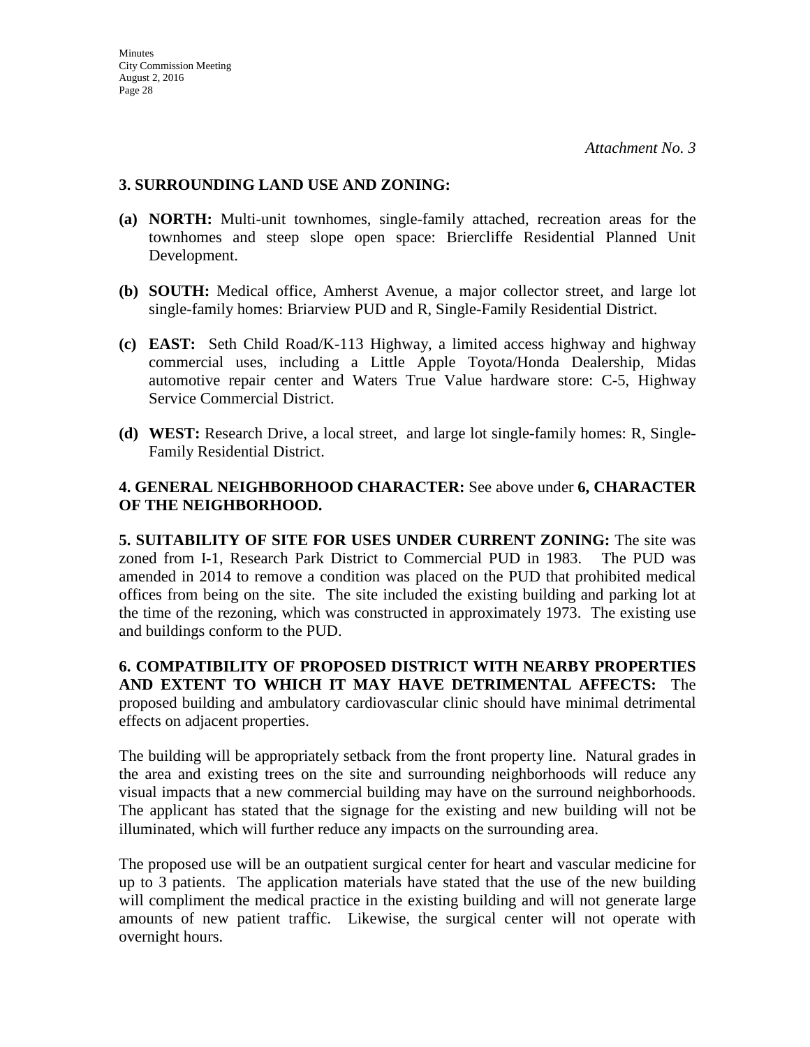*Attachment No. 3*

**3. SURROUNDING LAND USE AND ZONING:**

**(a) NORTH:** Multi-unit townhomes, single-family attached, recreation areas for the townhomes and steep slope open space: Briercliffe Residential Planned Unit Development.

**(b) SOUTH:** Medical office, Amherst Avenue, a major collector street, and large lot single-family homes: Briarview PUD and R, Single-Family Residential District.

**(c) EAST:** Seth Child Road/K-113 Highway, a limited access highway and highway commercial uses, including a Little Apple Toyota/Honda Dealership, Midas automotive repair center and Waters True Value hardware store: C-5, Highway Service Commercial District.

**(d) WEST:** Research Drive, a local street, and large lot single-family homes: R, Single-Family Residential District.

**4. GENERAL NEIGHBORHOOD CHARACTER:** See above under **6, CHARACTER OF THE NEIGHBORHOOD.**

**5. SUITABILITY OF SITE FOR USES UNDER CURRENT ZONING:** The site was zoned from I-1, Research Park District to Commercial PUD in 1983. The PUD was amended in 2014 to remove a condition was placed on the PUD that prohibited medical offices from being on the site. The site included the existing building and parking lot at the time of the rezoning, which was constructed in approximately 1973. The existing use and buildings conform to the PUD.

**6. COMPATIBILITY OF PROPOSED DISTRICT WITH NEARBY PROPERTIES AND EXTENT TO WHICH IT MAY HAVE DETRIMENTAL AFFECTS:** The proposed building and ambulatory cardiovascular clinic should have minimal detrimental effects on adjacent properties.

The building will be appropriately setback from the front property line. Natural grades in the area and existing trees on the site and surrounding neighborhoods will reduce any visual impacts that a new commercial building may have on the surround neighborhoods. The applicant has stated that the signage for the existing and new building will not be illuminated, which will further reduce any impacts on the surrounding area.

The proposed use will be an outpatient surgical center for heart and vascular medicine for up to 3 patients. The application materials have stated that the use of the new building will compliment the medical practice in the existing building and will not generate large amounts of new patient traffic. Likewise, the surgical center will not operate with overnight hours.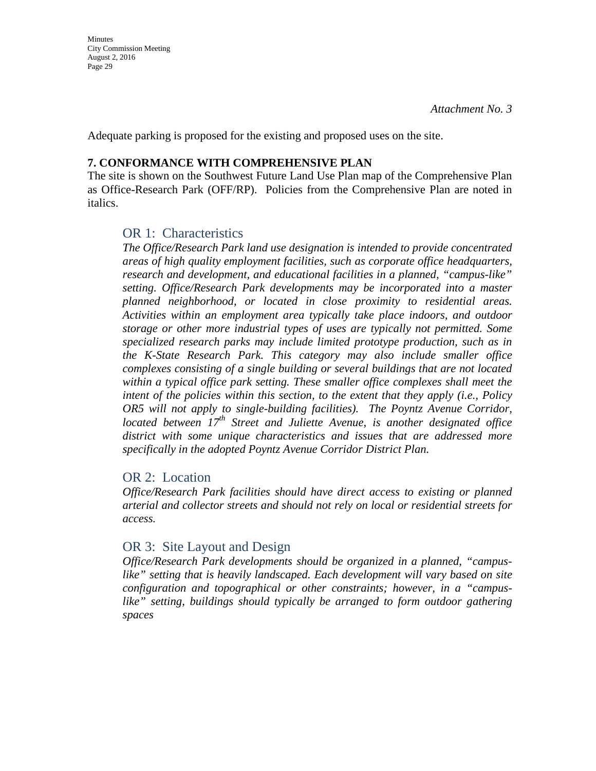*Attachment No. 3*

Adequate parking is proposed for the existing and proposed uses on the site.

**7. CONFORMANCE WITH COMPREHENSIVE PLAN**

The site is shown on the Southwest Future Land Use Plan map of the Comprehensive Plan as Office-Research Park (OFF/RP). Policies from the Comprehensive Plan are noted in italics.

### OR 1: Characteristics

*The Office/Research Park land use designation is intended to provide concentrated areas of high quality employment facilities, such as corporate office headquarters, research and development, and educational facilities in a planned, "campus-like" setting. Office/Research Park developments may be incorporated into a master planned neighborhood, or located in close proximity to residential areas. Activities within an employment area typically take place indoors, and outdoor storage or other more industrial types of uses are typically not permitted. Some specialized research parks may include limited prototype production, such as in the K-State Research Park. This category may also include smaller office complexes consisting of a single building or several buildings that are not located within a typical office park setting. These smaller office complexes shall meet the intent of the policies within this section, to the extent that they apply (i.e., Policy OR5 will not apply to single-building facilities). The Poyntz Avenue Corridor, located between 17th Street and Juliette Avenue, is another designated office district with some unique characteristics and issues that are addressed more specifically in the adopted Poyntz Avenue Corridor District Plan.*

### OR 2: Location

*Office/Research Park facilities should have direct access to existing or planned arterial and collector streets and should not rely on local or residential streets for access.*

### OR 3: Site Layout and Design

*Office/Research Park developments should be organized in a planned, "campus-like" setting that is heavily landscaped. Each development will vary based on site configuration and topographical or other constraints; however, in a "campus-like" setting, buildings should typically be arranged to form outdoor gathering spaces*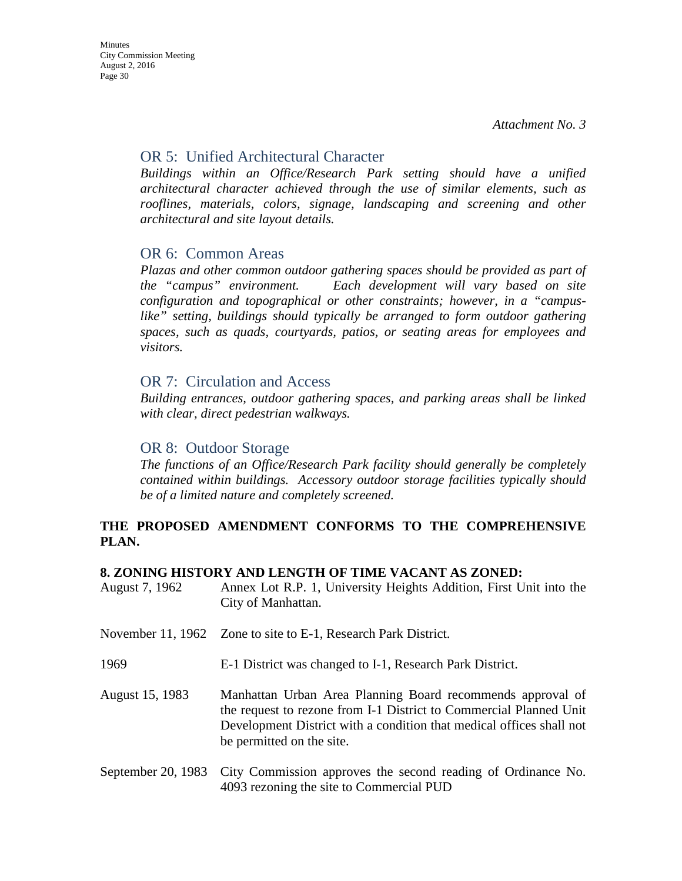*Attachment No. 3*

### OR 5: Unified Architectural Character

*Buildings within an Office/Research Park setting should have a unified architectural character achieved through the use of similar elements, such as rooflines, materials, colors, signage, landscaping and screening and other architectural and site layout details.*

### OR 6: Common Areas

*Plazas and other common outdoor gathering spaces should be provided as part of the "campus" environment. Each development will vary based on site configuration and topographical or other constraints; however, in a "campus-like" setting, buildings should typically be arranged to form outdoor gathering spaces, such as quads, courtyards, patios, or seating areas for employees and visitors.*

### OR 7: Circulation and Access

*Building entrances, outdoor gathering spaces, and parking areas shall be linked with clear, direct pedestrian walkways.*

### OR 8: Outdoor Storage

*The functions of an Office/Research Park facility should generally be completely contained within buildings. Accessory outdoor storage facilities typically should be of a limited nature and completely screened.*

**THE PROPOSED AMENDMENT CONFORMS TO THE COMPREHENSIVE PLAN.**

**8. ZONING HISTORY AND LENGTH OF TIME VACANT AS ZONED:**

| | |
|---|---|
| August 7, 1962 | Annex Lot R.P. 1, University Heights Addition, First Unit into the City of Manhattan. |
| November 11, 1962 | Zone to site to E-1, Research Park District. |
| 1969 | E-1 District was changed to I-1, Research Park District. |
| August 15, 1983 | Manhattan Urban Area Planning Board recommends approval of the request to rezone from I-1 District to Commercial Planned Unit Development District with a condition that medical offices shall not be permitted on the site. |
| September 20, 1983 | City Commission approves the second reading of Ordinance No. 4093 rezoning the site to Commercial PUD |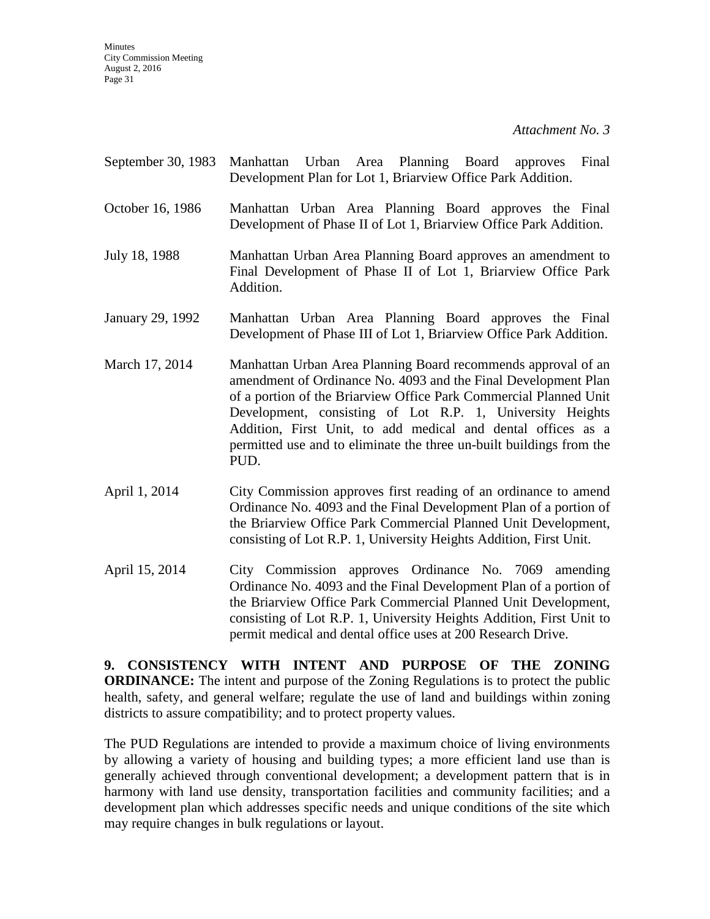*Attachment No. 3*

September 30, 1983 Manhattan Urban Area Planning Board approves Final Development Plan for Lot 1, Briarview Office Park Addition.

October 16, 1986 Manhattan Urban Area Planning Board approves the Final Development of Phase II of Lot 1, Briarview Office Park Addition.

July 18, 1988 Manhattan Urban Area Planning Board approves an amendment to Final Development of Phase II of Lot 1, Briarview Office Park Addition.

January 29, 1992 Manhattan Urban Area Planning Board approves the Final Development of Phase III of Lot 1, Briarview Office Park Addition.

March 17, 2014 Manhattan Urban Area Planning Board recommends approval of an amendment of Ordinance No. 4093 and the Final Development Plan of a portion of the Briarview Office Park Commercial Planned Unit Development, consisting of Lot R.P. 1, University Heights Addition, First Unit, to add medical and dental offices as a permitted use and to eliminate the three un-built buildings from the PUD.

April 1, 2014 City Commission approves first reading of an ordinance to amend Ordinance No. 4093 and the Final Development Plan of a portion of the Briarview Office Park Commercial Planned Unit Development, consisting of Lot R.P. 1, University Heights Addition, First Unit.

April 15, 2014 City Commission approves Ordinance No. 7069 amending Ordinance No. 4093 and the Final Development Plan of a portion of the Briarview Office Park Commercial Planned Unit Development, consisting of Lot R.P. 1, University Heights Addition, First Unit to permit medical and dental office uses at 200 Research Drive.

**9. CONSISTENCY WITH INTENT AND PURPOSE OF THE ZONING ORDINANCE:** The intent and purpose of the Zoning Regulations is to protect the public health, safety, and general welfare; regulate the use of land and buildings within zoning districts to assure compatibility; and to protect property values.

The PUD Regulations are intended to provide a maximum choice of living environments by allowing a variety of housing and building types; a more efficient land use than is generally achieved through conventional development; a development pattern that is in harmony with land use density, transportation facilities and community facilities; and a development plan which addresses specific needs and unique conditions of the site which may require changes in bulk regulations or layout.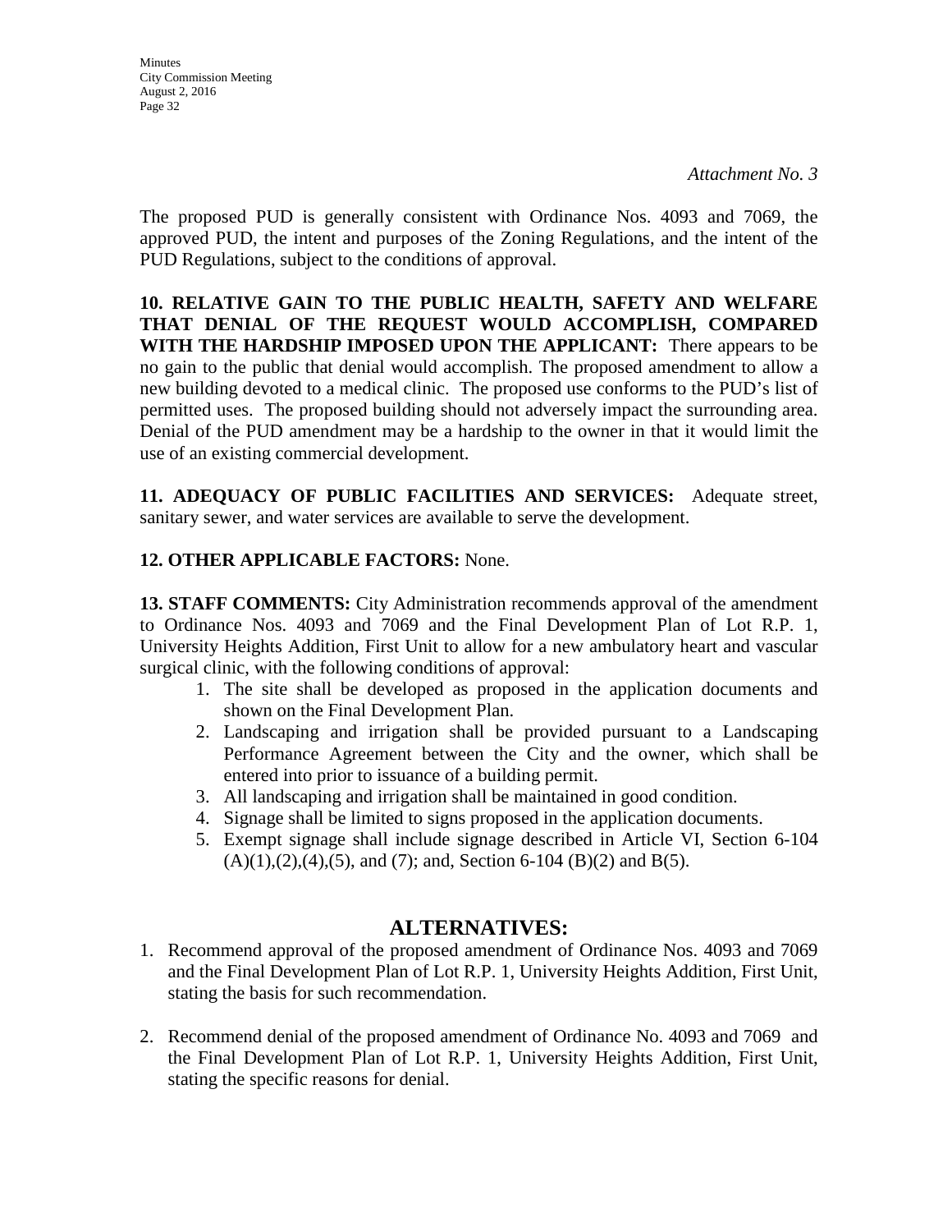*Attachment No. 3*

The proposed PUD is generally consistent with Ordinance Nos. 4093 and 7069, the approved PUD, the intent and purposes of the Zoning Regulations, and the intent of the PUD Regulations, subject to the conditions of approval.

**10. RELATIVE GAIN TO THE PUBLIC HEALTH, SAFETY AND WELFARE THAT DENIAL OF THE REQUEST WOULD ACCOMPLISH, COMPARED WITH THE HARDSHIP IMPOSED UPON THE APPLICANT:** There appears to be no gain to the public that denial would accomplish. The proposed amendment to allow a new building devoted to a medical clinic. The proposed use conforms to the PUD's list of permitted uses. The proposed building should not adversely impact the surrounding area. Denial of the PUD amendment may be a hardship to the owner in that it would limit the use of an existing commercial development.

**11. ADEQUACY OF PUBLIC FACILITIES AND SERVICES:** Adequate street, sanitary sewer, and water services are available to serve the development.

**12. OTHER APPLICABLE FACTORS:** None.

**13. STAFF COMMENTS:** City Administration recommends approval of the amendment to Ordinance Nos. 4093 and 7069 and the Final Development Plan of Lot R.P. 1, University Heights Addition, First Unit to allow for a new ambulatory heart and vascular surgical clinic, with the following conditions of approval:

1. The site shall be developed as proposed in the application documents and shown on the Final Development Plan.
2. Landscaping and irrigation shall be provided pursuant to a Landscaping Performance Agreement between the City and the owner, which shall be entered into prior to issuance of a building permit.
3. All landscaping and irrigation shall be maintained in good condition.
4. Signage shall be limited to signs proposed in the application documents.
5. Exempt signage shall include signage described in Article VI, Section 6-104 (A)(1),(2),(4),(5), and (7); and, Section 6-104 (B)(2) and B(5).

## ALTERNATIVES:

1. Recommend approval of the proposed amendment of Ordinance Nos. 4093 and 7069 and the Final Development Plan of Lot R.P. 1, University Heights Addition, First Unit, stating the basis for such recommendation.

2. Recommend denial of the proposed amendment of Ordinance No. 4093 and 7069 and the Final Development Plan of Lot R.P. 1, University Heights Addition, First Unit, stating the specific reasons for denial.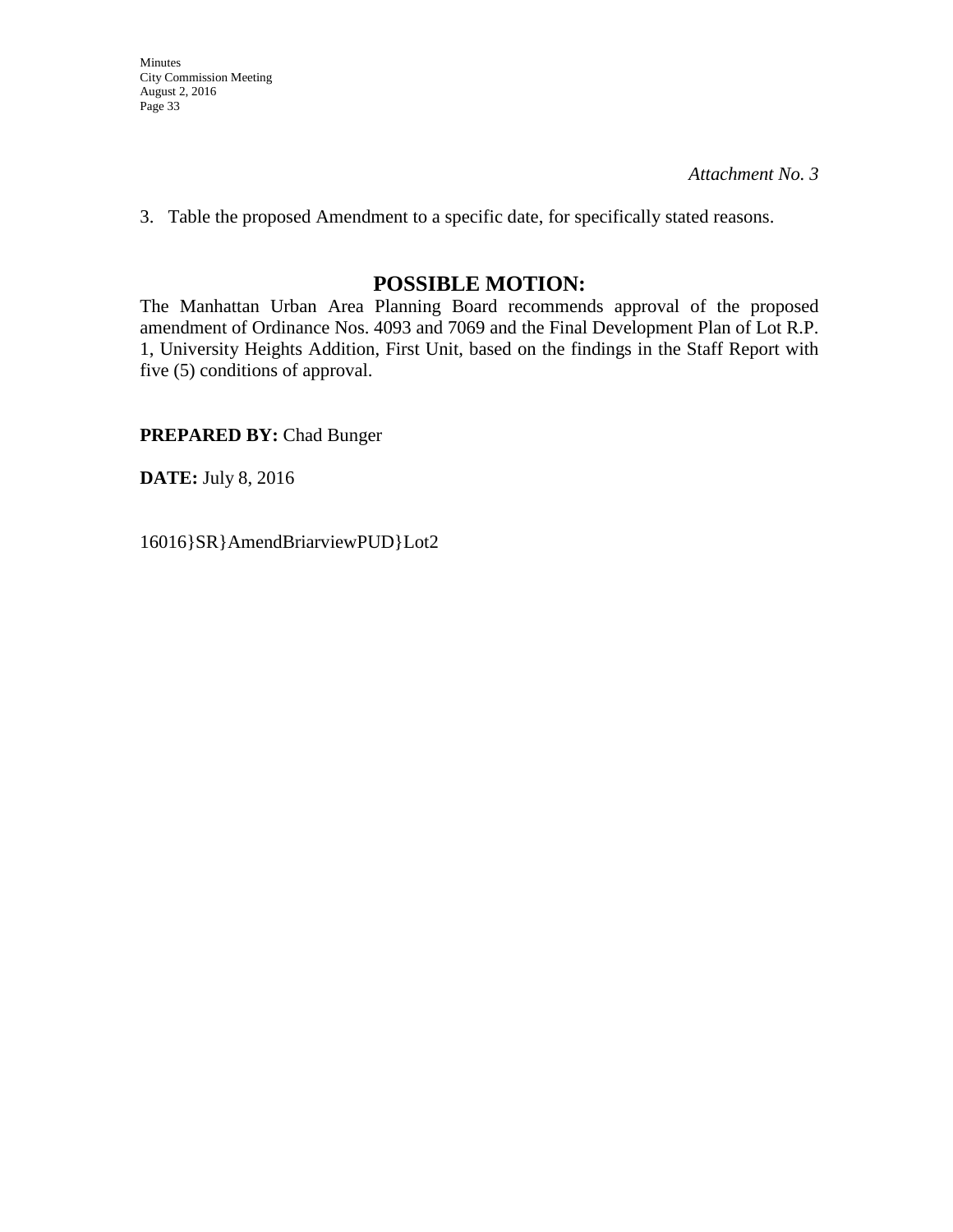*Attachment No. 3*

3. Table the proposed Amendment to a specific date, for specifically stated reasons.

## POSSIBLE MOTION:

The Manhattan Urban Area Planning Board recommends approval of the proposed amendment of Ordinance Nos. 4093 and 7069 and the Final Development Plan of Lot R.P. 1, University Heights Addition, First Unit, based on the findings in the Staff Report with five (5) conditions of approval.

**PREPARED BY:** Chad Bunger

**DATE:** July 8, 2016

16016}SR}AmendBriarviewPUD}Lot2